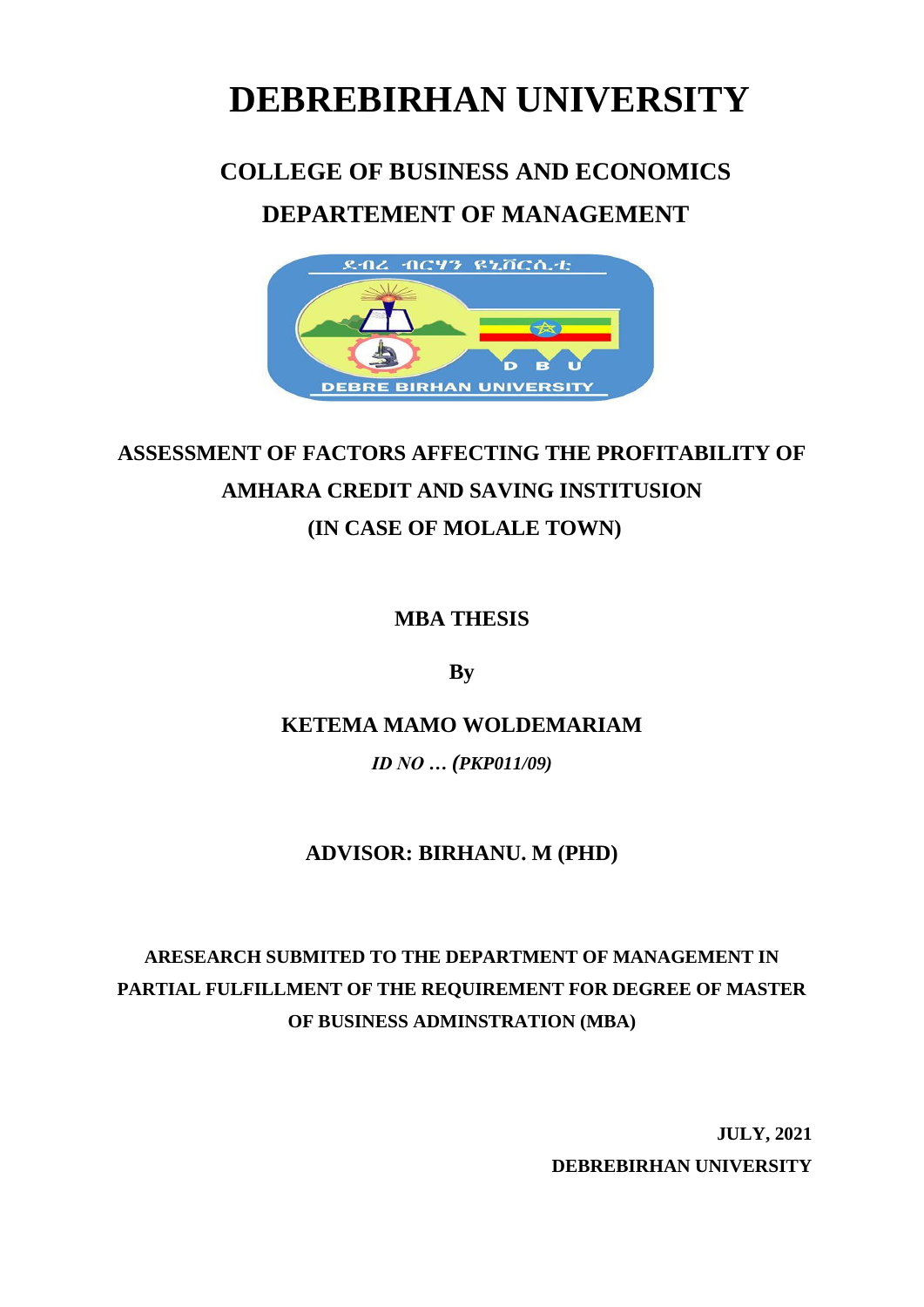# DEBREBIRHAN UNIVERSITY

## COLLEGE OF BUSINESS AND ECONOMICS

## DEPARTEMENT OF MANAGEMENT

### ASSESSMENT OF FACTORS AFFECTING THE PROFITABILITY OF AMHARA CREDIT AND SAVING INSTITUSION (IN CASE OF MOLALE TOWN)

**MBA THESIS**

**By**

**KETEMA MAMO WOLDEMARIAM**

***ID NO … (PKP011/09)***

**ADVISOR: BIRHANU. M (PHD)**

**ARESEARCH SUBMITED TO THE DEPARTMENT OF MANAGEMENT IN PARTIAL FULFILLMENT OF THE REQUIREMENT FOR DEGREE OF MASTER OF BUSINESS ADMINSTRATION (MBA)**

**JULY, 2021**

**DEBREBIRHAN UNIVERSITY**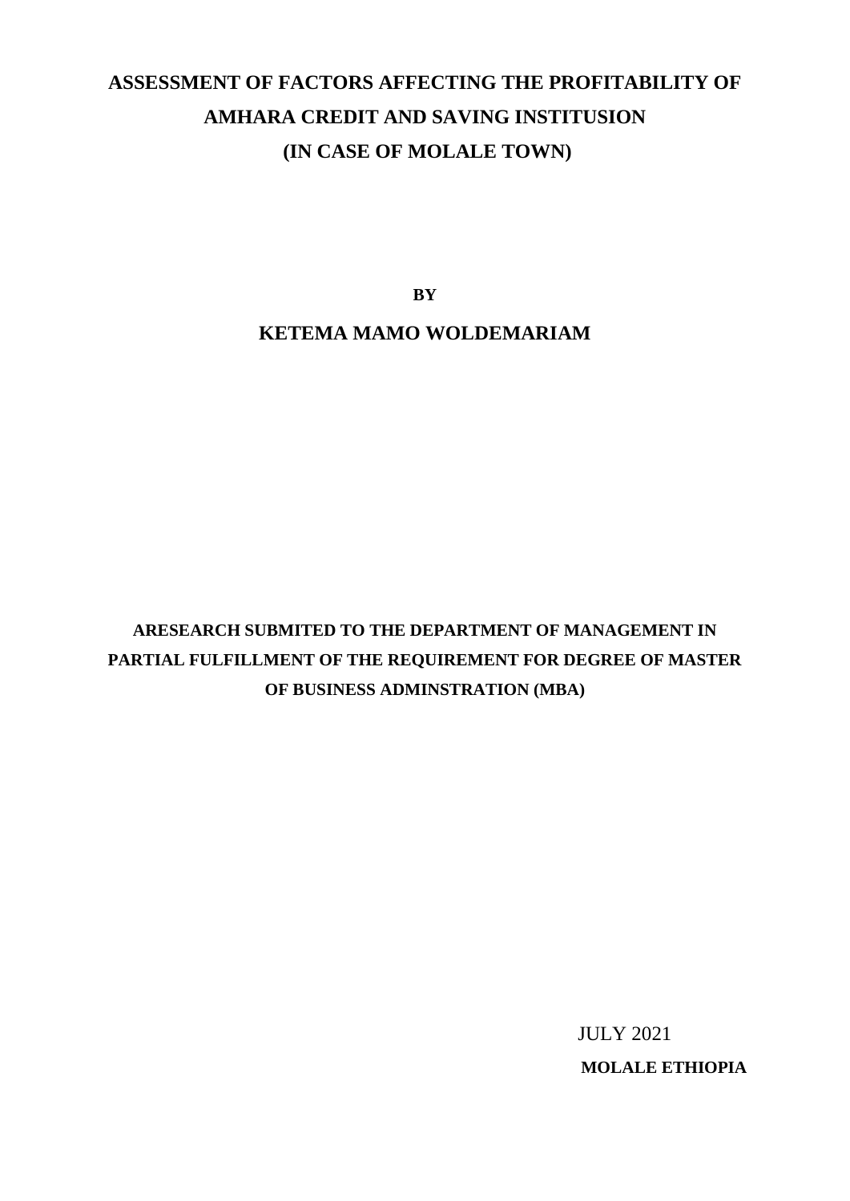# ASSESSMENT OF FACTORS AFFECTING THE PROFITABILITY OF AMHARA CREDIT AND SAVING INSTITUSION (IN CASE OF MOLALE TOWN)

**BY**

**KETEMA MAMO WOLDEMARIAM**

**ARESEARCH SUBMITED TO THE DEPARTMENT OF MANAGEMENT IN PARTIAL FULFILLMENT OF THE REQUIREMENT FOR DEGREE OF MASTER OF BUSINESS ADMINSTRATION (MBA)**

JULY 2021

**MOLALE ETHIOPIA**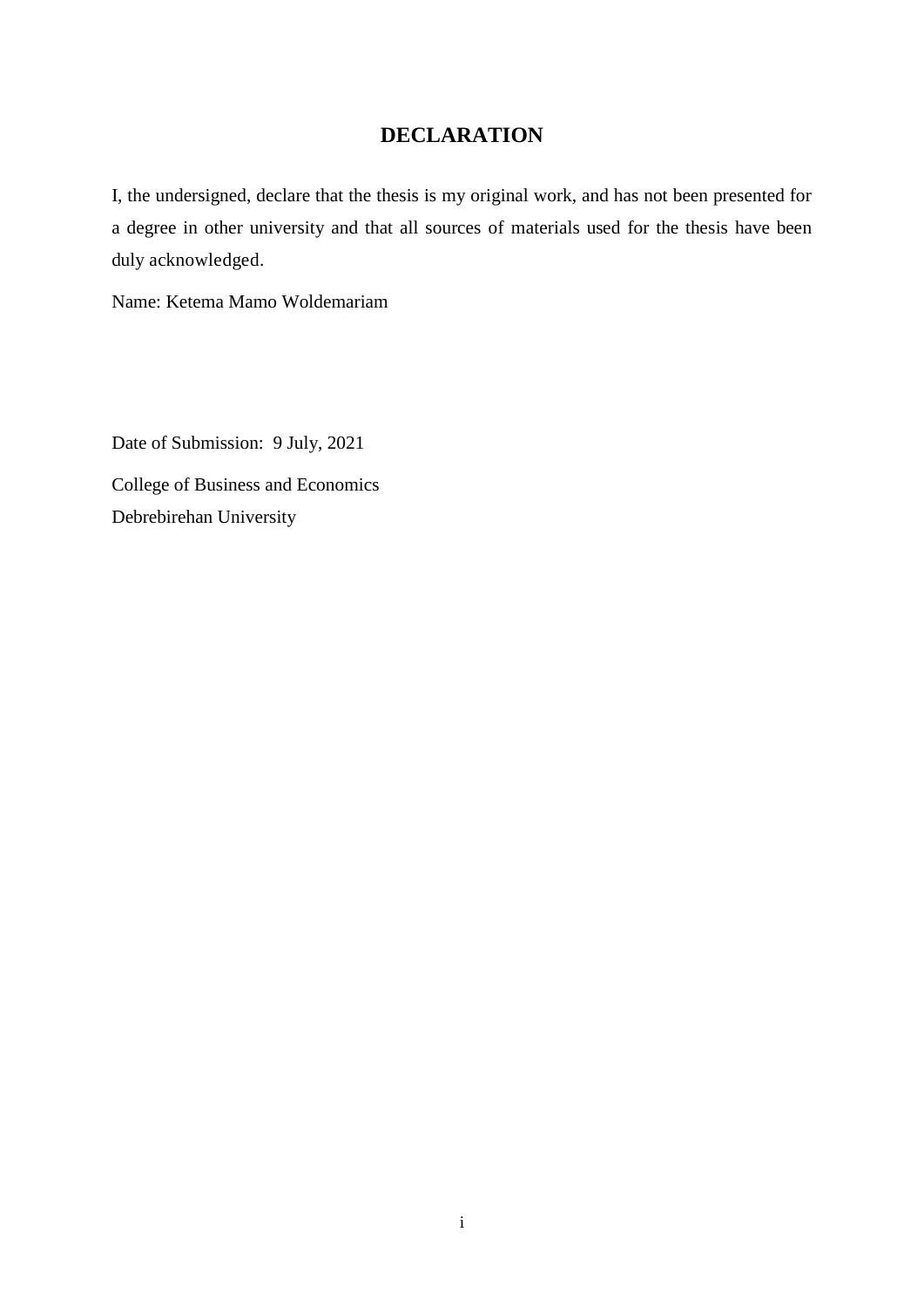# DECLARATION

I, the undersigned, declare that the thesis is my original work, and has not been presented for a degree in other university and that all sources of materials used for the thesis have been duly acknowledged.

Name: Ketema Mamo Woldemariam

Date of Submission: 9 July, 2021

College of Business and Economics  
Debrebirehan University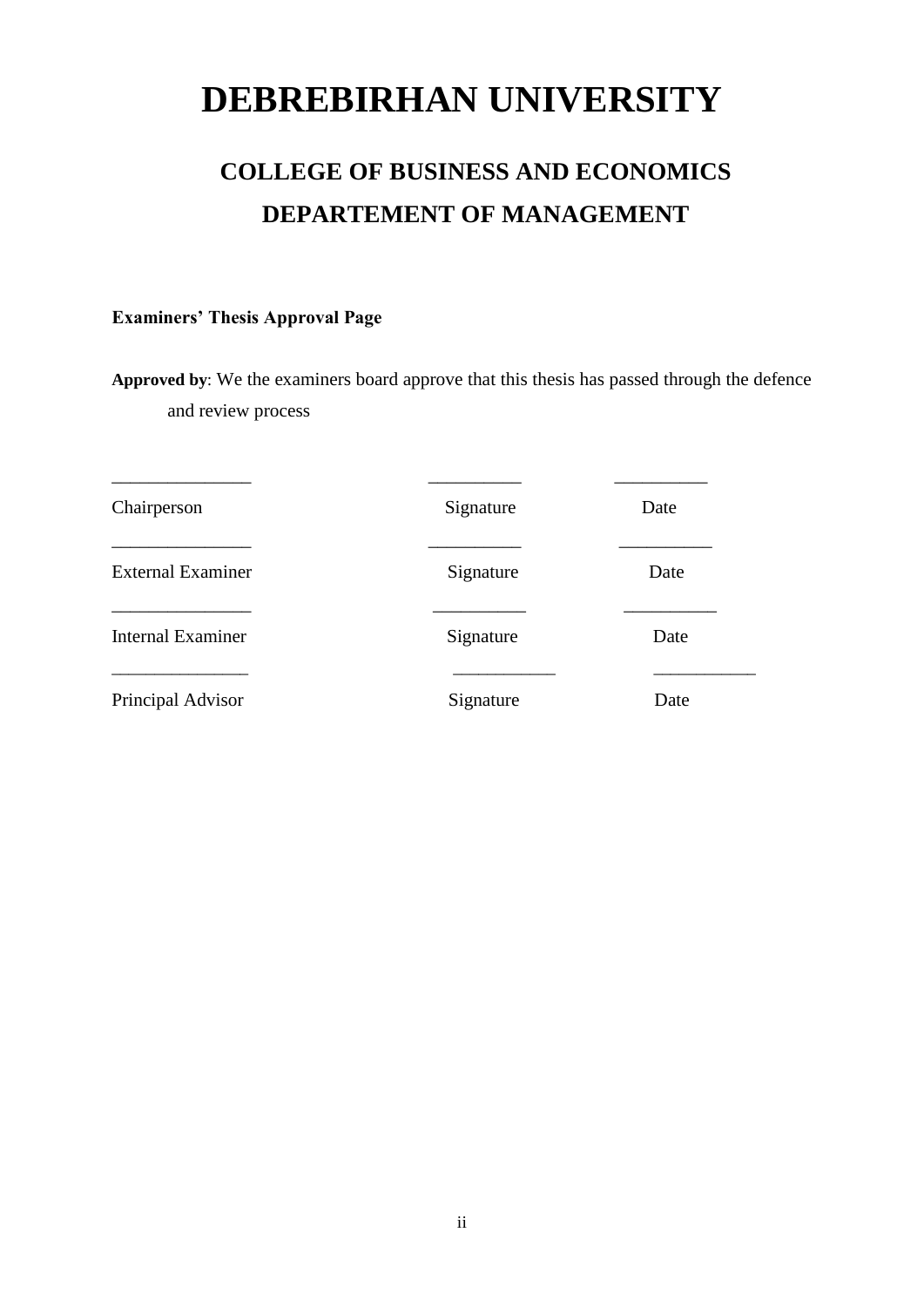# DEBREBIRHAN UNIVERSITY

## COLLEGE OF BUSINESS AND ECONOMICS

## DEPARTEMENT OF MANAGEMENT

**Examiners' Thesis Approval Page**

**Approved by**: We the examiners board approve that this thesis has passed through the defence and review process

| | | |
|---|---|---|
| _______________ | __________ | __________ |
| Chairperson | Signature | Date |
| _______________ | __________ | __________ |
| External Examiner | Signature | Date |
| _______________ | __________ | __________ |
| Internal Examiner | Signature | Date |
| _______________ | ___________ | ___________ |
| Principal Advisor | Signature | Date |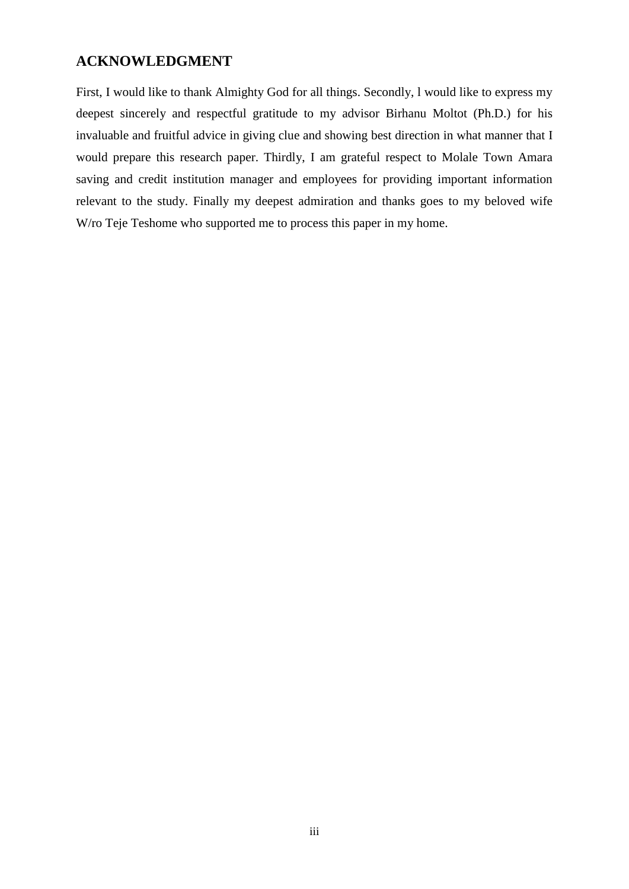## ACKNOWLEDGMENT

First, I would like to thank Almighty God for all things. Secondly, l would like to express my deepest sincerely and respectful gratitude to my advisor Birhanu Moltot (Ph.D.) for his invaluable and fruitful advice in giving clue and showing best direction in what manner that I would prepare this research paper. Thirdly, I am grateful respect to Molale Town Amara saving and credit institution manager and employees for providing important information relevant to the study. Finally my deepest admiration and thanks goes to my beloved wife W/ro Teje Teshome who supported me to process this paper in my home.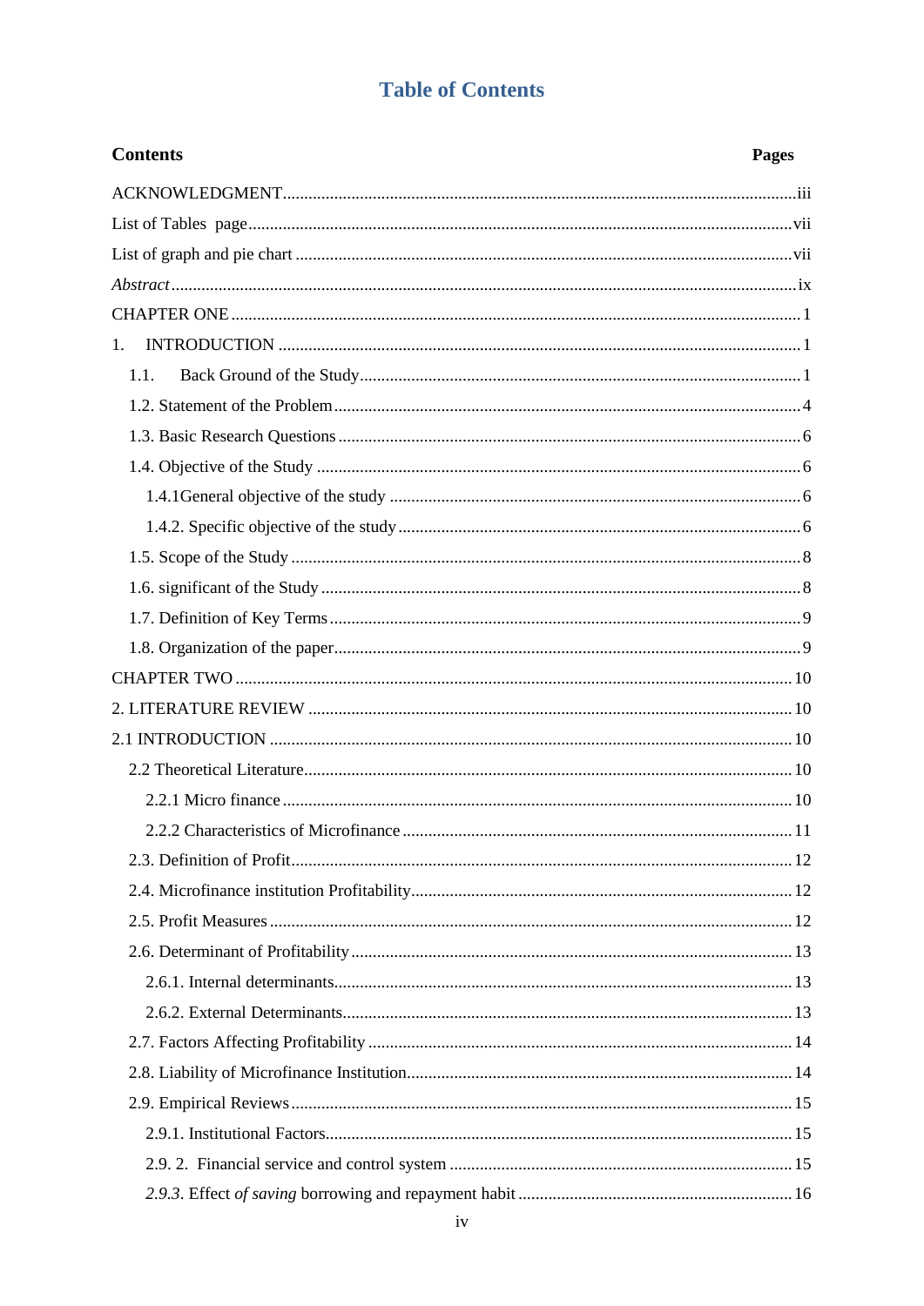# Table of Contents

| Contents | Pages |
|---|---|
| ACKNOWLEDGMENT | iii |
| List of Tables page | vii |
| List of graph and pie chart | vii |
| *Abstract* | ix |
| CHAPTER ONE | 1 |
| 1. INTRODUCTION | 1 |
| 1.1. Back Ground of the Study | 1 |
| 1.2. Statement of the Problem | 4 |
| 1.3. Basic Research Questions | 6 |
| 1.4. Objective of the Study | 6 |
| 1.4.1General objective of the study | 6 |
| 1.4.2. Specific objective of the study | 6 |
| 1.5. Scope of the Study | 8 |
| 1.6. significant of the Study | 8 |
| 1.7. Definition of Key Terms | 9 |
| 1.8. Organization of the paper | 9 |
| CHAPTER TWO | 10 |
| 2. LITERATURE REVIEW | 10 |
| 2.1 INTRODUCTION | 10 |
| 2.2 Theoretical Literature | 10 |
| 2.2.1 Micro finance | 10 |
| 2.2.2 Characteristics of Microfinance | 11 |
| 2.3. Definition of Profit | 12 |
| 2.4. Microfinance institution Profitability | 12 |
| 2.5. Profit Measures | 12 |
| 2.6. Determinant of Profitability | 13 |
| 2.6.1. Internal determinants | 13 |
| 2.6.2. External Determinants | 13 |
| 2.7. Factors Affecting Profitability | 14 |
| 2.8. Liability of Microfinance Institution | 14 |
| 2.9. Empirical Reviews | 15 |
| 2.9.1. Institutional Factors | 15 |
| 2.9. 2. Financial service and control system | 15 |
| *2.9.3*. Effect *of saving* borrowing and repayment habit | 16 |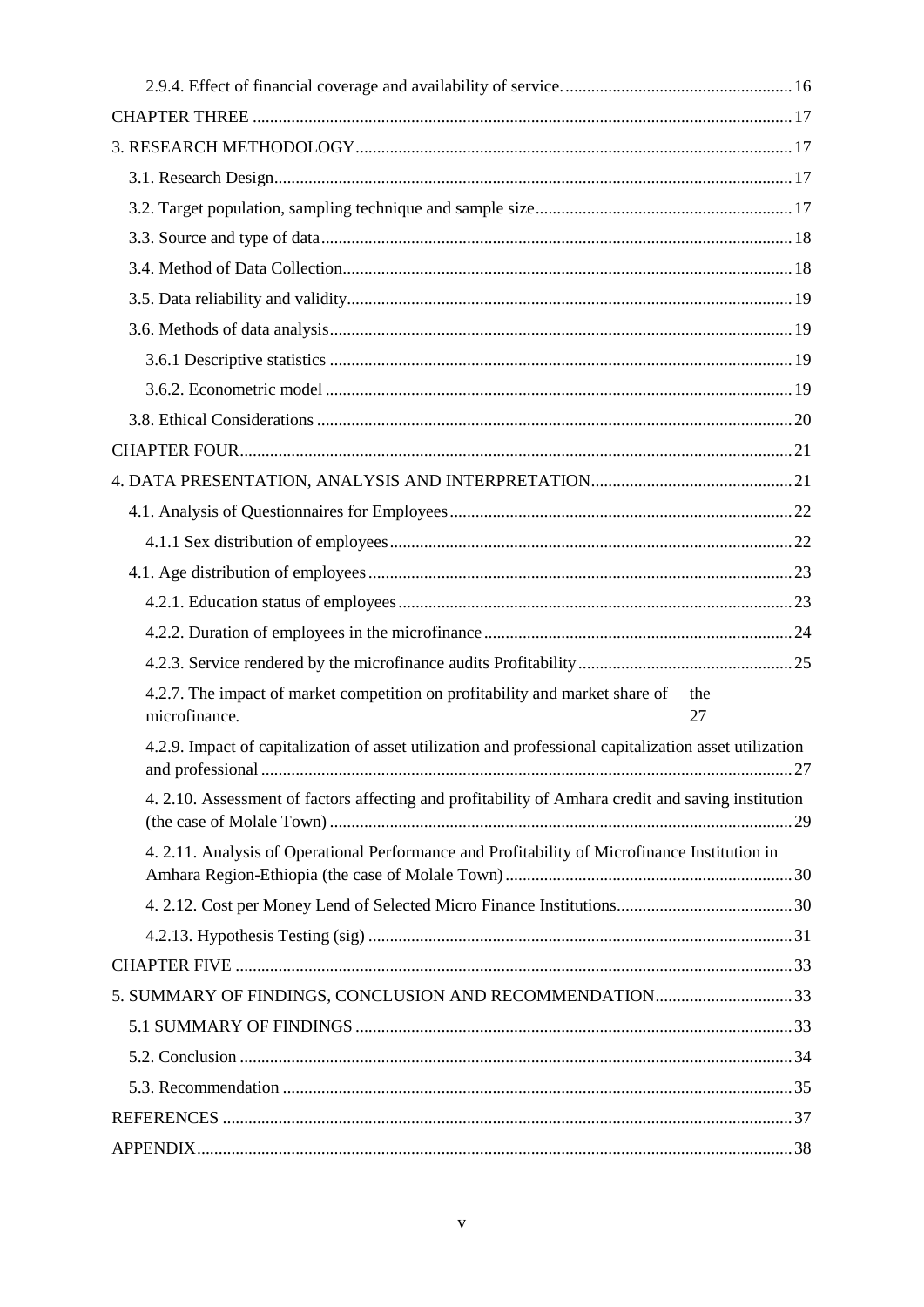2.9.4. Effect of financial coverage and availability of service. ..................................................... 16

CHAPTER THREE ............................................................................................................... 17

3. RESEARCH METHODOLOGY ....................................................................................... 17

3.1. Research Design ......................................................................................................... 17

3.2. Target population, sampling technique and sample size ............................................ 17

3.3. Source and type of data .............................................................................................. 18

3.4. Method of Data Collection .......................................................................................... 18

3.5. Data reliability and validity ......................................................................................... 19

3.6. Methods of data analysis ............................................................................................ 19

3.6.1 Descriptive statistics ............................................................................................. 19

3.6.2. Econometric model ............................................................................................. 19

3.8. Ethical Considerations ................................................................................................ 20

CHAPTER FOUR ................................................................................................................. 21

4. DATA PRESENTATION, ANALYSIS AND INTERPRETATION ................................ 21

4.1. Analysis of Questionnaires for Employees ................................................................. 22

4.1.1 Sex distribution of employees .............................................................................. 22

4.1. Age distribution of employees .................................................................................... 23

4.2.1. Education status of employees ............................................................................ 23

4.2.2. Duration of employees in the microfinance ......................................................... 24

4.2.3. Service rendered by the microfinance audits Profitability ................................... 25

4.2.7. The impact of market competition on profitability and market share of the microfinance. 27

4.2.9. Impact of capitalization of asset utilization and professional capitalization asset utilization and professional ........................................................................................................... 27

4. 2.10. Assessment of factors affecting and profitability of Amhara credit and saving institution (the case of Molale Town) ............................................................................................. 29

4. 2.11. Analysis of Operational Performance and Profitability of Microfinance Institution in Amhara Region-Ethiopia (the case of Molale Town) ................................................................... 30

4. 2.12. Cost per Money Lend of Selected Micro Finance Institutions ......................................... 30

4.2.13. Hypothesis Testing (sig) ................................................................................................... 31

CHAPTER FIVE ................................................................................................................... 33

5. SUMMARY OF FINDINGS, CONCLUSION AND RECOMMENDATION ................ 33

5.1 SUMMARY OF FINDINGS ....................................................................................... 33

5.2. Conclusion ................................................................................................................. 34

5.3. Recommendation ....................................................................................................... 35

REFERENCES ..................................................................................................................... 37

APPENDIX ........................................................................................................................... 38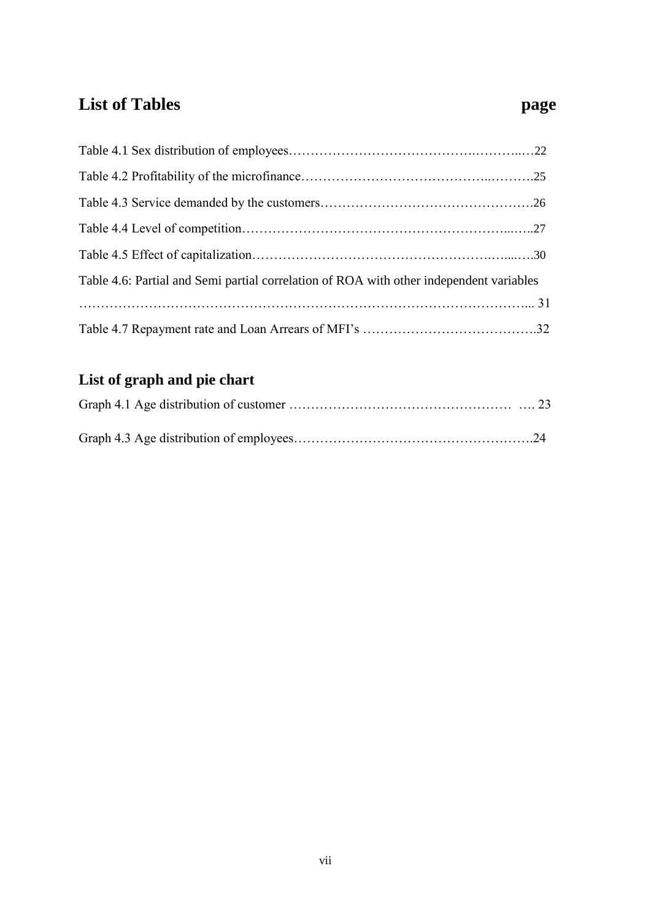## List of Tables **page**

Table 4.1 Sex distribution of employees…………………………………….………..…22

Table 4.2 Profitability of the microfinance…………………………………...……….25

Table 4.3 Service demanded by the customers………………………………………….26

Table 4.4 Level of competition……………………………………………………...…..27

Table 4.5 Effect of capitalization………………………………………………….….....….30

Table 4.6: Partial and Semi partial correlation of ROA with other independent variables

……………………………………………………………………………………….... 31

Table 4.7 Repayment rate and Loan Arrears of MFI's ………………………………….32

## List of graph and pie chart

Graph 4.1 Age distribution of customer …………………………………………… …. 23

Graph 4.3 Age distribution of employees……………………………………………….24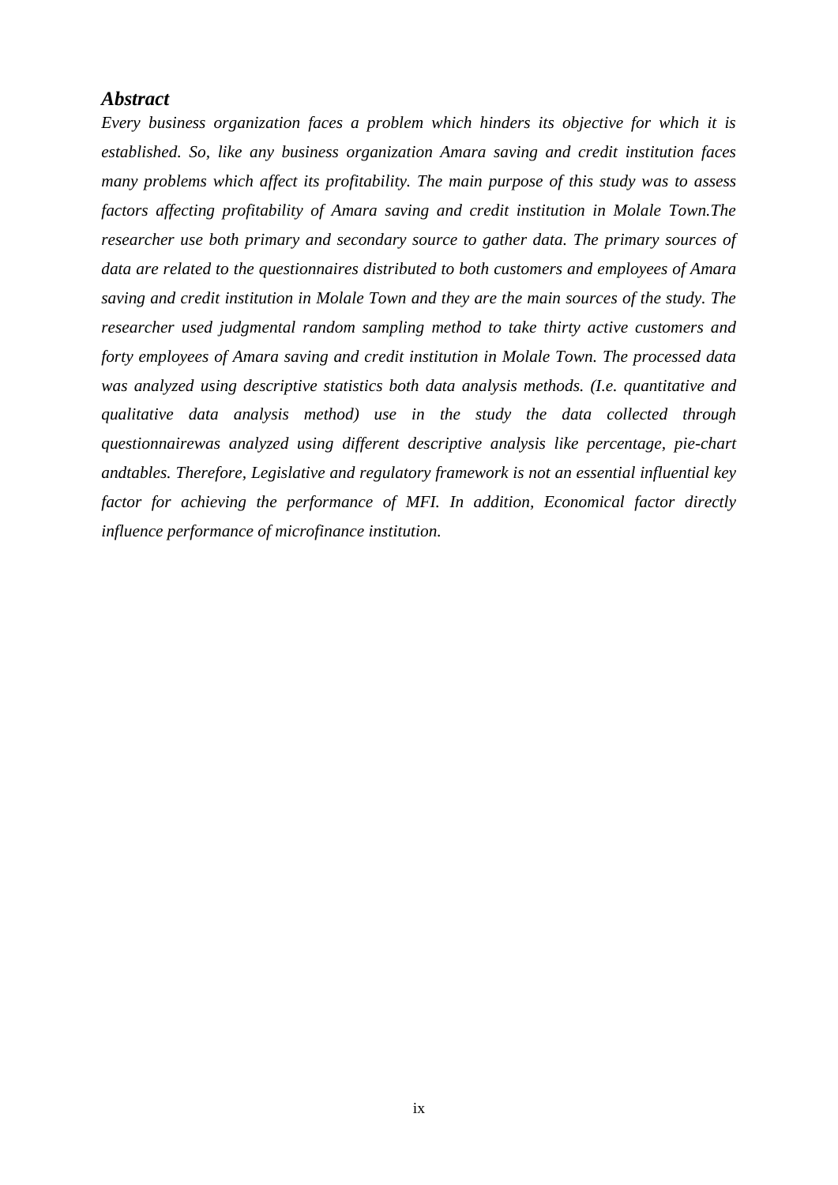## *Abstract*

*Every business organization faces a problem which hinders its objective for which it is established. So, like any business organization Amara saving and credit institution faces many problems which affect its profitability. The main purpose of this study was to assess factors affecting profitability of Amara saving and credit institution in Molale Town.The researcher use both primary and secondary source to gather data. The primary sources of data are related to the questionnaires distributed to both customers and employees of Amara saving and credit institution in Molale Town and they are the main sources of the study. The researcher used judgmental random sampling method to take thirty active customers and forty employees of Amara saving and credit institution in Molale Town. The processed data was analyzed using descriptive statistics both data analysis methods. (I.e. quantitative and qualitative data analysis method) use in the study the data collected through questionnairewas analyzed using different descriptive analysis like percentage, pie-chart andtables. Therefore, Legislative and regulatory framework is not an essential influential key factor for achieving the performance of MFI. In addition, Economical factor directly influence performance of microfinance institution.*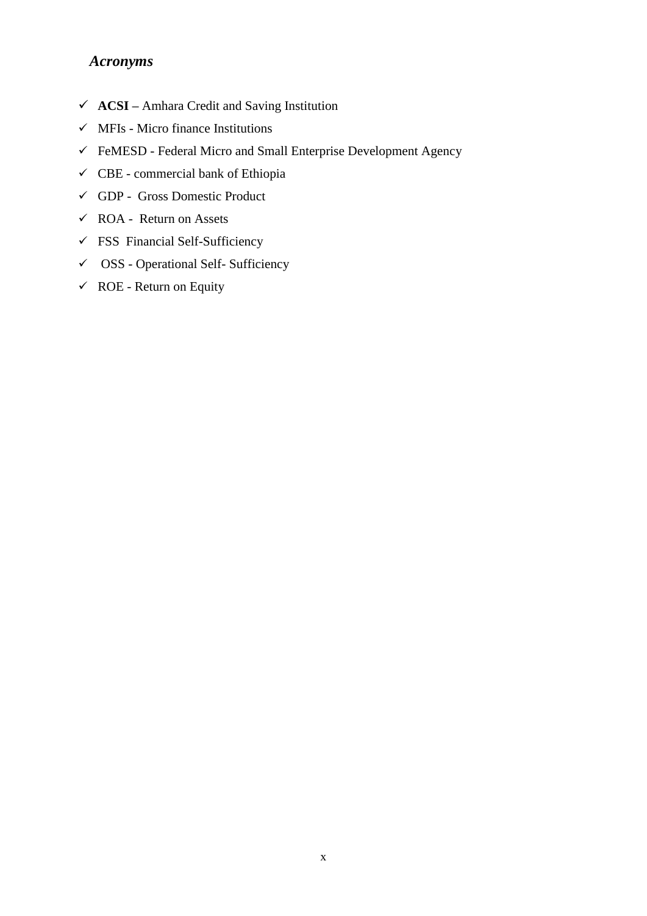## *Acronyms*

- **ACSI** – Amhara Credit and Saving Institution
- MFIs - Micro finance Institutions
- FeMESD - Federal Micro and Small Enterprise Development Agency
- CBE - commercial bank of Ethiopia
- GDP - Gross Domestic Product
- ROA - Return on Assets
- FSS Financial Self-Sufficiency
- OSS - Operational Self- Sufficiency
- ROE - Return on Equity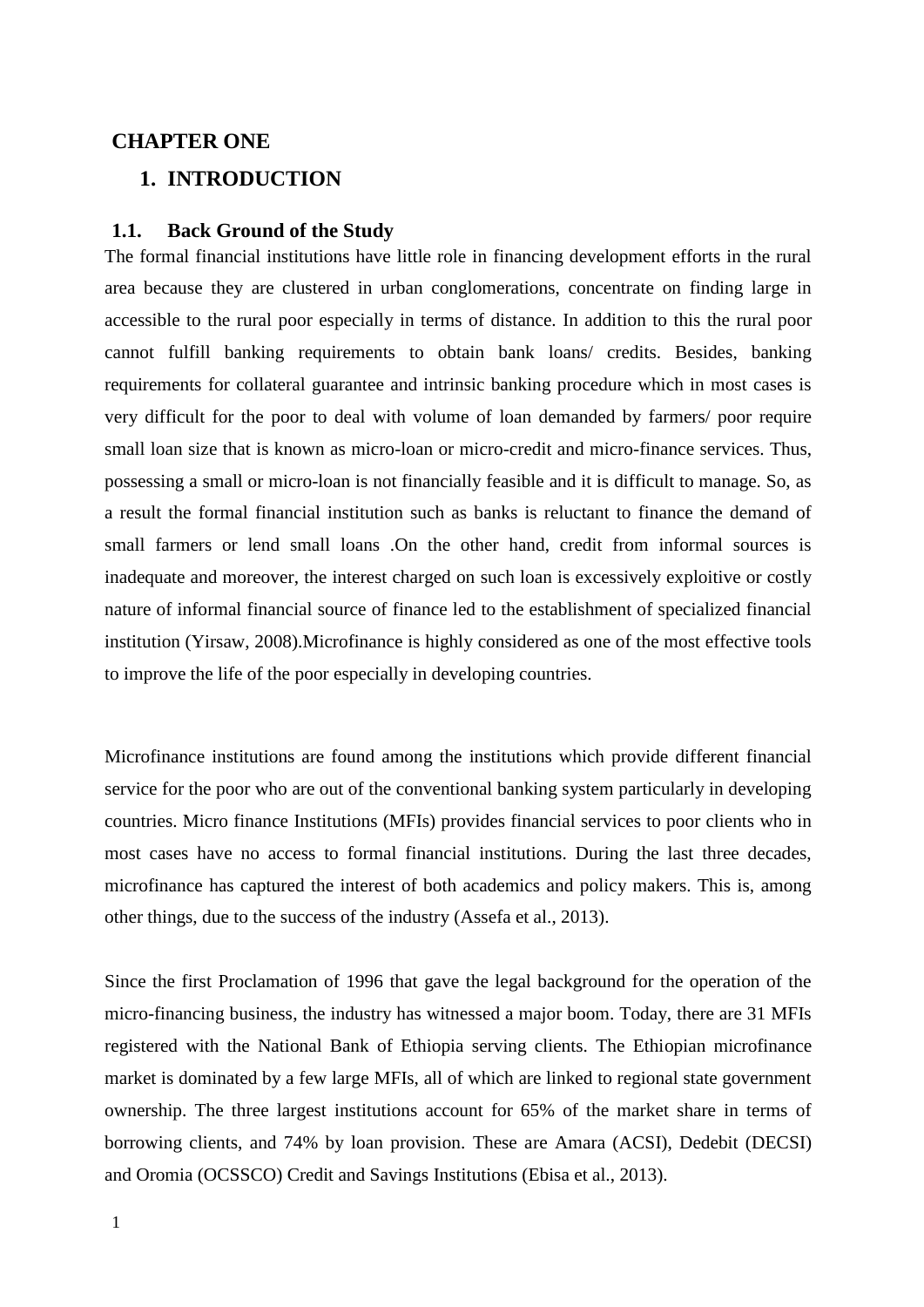# CHAPTER ONE

# 1. INTRODUCTION

## 1.1. Back Ground of the Study

The formal financial institutions have little role in financing development efforts in the rural area because they are clustered in urban conglomerations, concentrate on finding large in accessible to the rural poor especially in terms of distance. In addition to this the rural poor cannot fulfill banking requirements to obtain bank loans/ credits. Besides, banking requirements for collateral guarantee and intrinsic banking procedure which in most cases is very difficult for the poor to deal with volume of loan demanded by farmers/ poor require small loan size that is known as micro-loan or micro-credit and micro-finance services. Thus, possessing a small or micro-loan is not financially feasible and it is difficult to manage. So, as a result the formal financial institution such as banks is reluctant to finance the demand of small farmers or lend small loans .On the other hand, credit from informal sources is inadequate and moreover, the interest charged on such loan is excessively exploitive or costly nature of informal financial source of finance led to the establishment of specialized financial institution (Yirsaw, 2008).Microfinance is highly considered as one of the most effective tools to improve the life of the poor especially in developing countries.

Microfinance institutions are found among the institutions which provide different financial service for the poor who are out of the conventional banking system particularly in developing countries. Micro finance Institutions (MFIs) provides financial services to poor clients who in most cases have no access to formal financial institutions. During the last three decades, microfinance has captured the interest of both academics and policy makers. This is, among other things, due to the success of the industry (Assefa et al., 2013).

Since the first Proclamation of 1996 that gave the legal background for the operation of the micro-financing business, the industry has witnessed a major boom. Today, there are 31 MFIs registered with the National Bank of Ethiopia serving clients. The Ethiopian microfinance market is dominated by a few large MFIs, all of which are linked to regional state government ownership. The three largest institutions account for 65% of the market share in terms of borrowing clients, and 74% by loan provision. These are Amara (ACSI), Dedebit (DECSI) and Oromia (OCSSCO) Credit and Savings Institutions (Ebisa et al., 2013).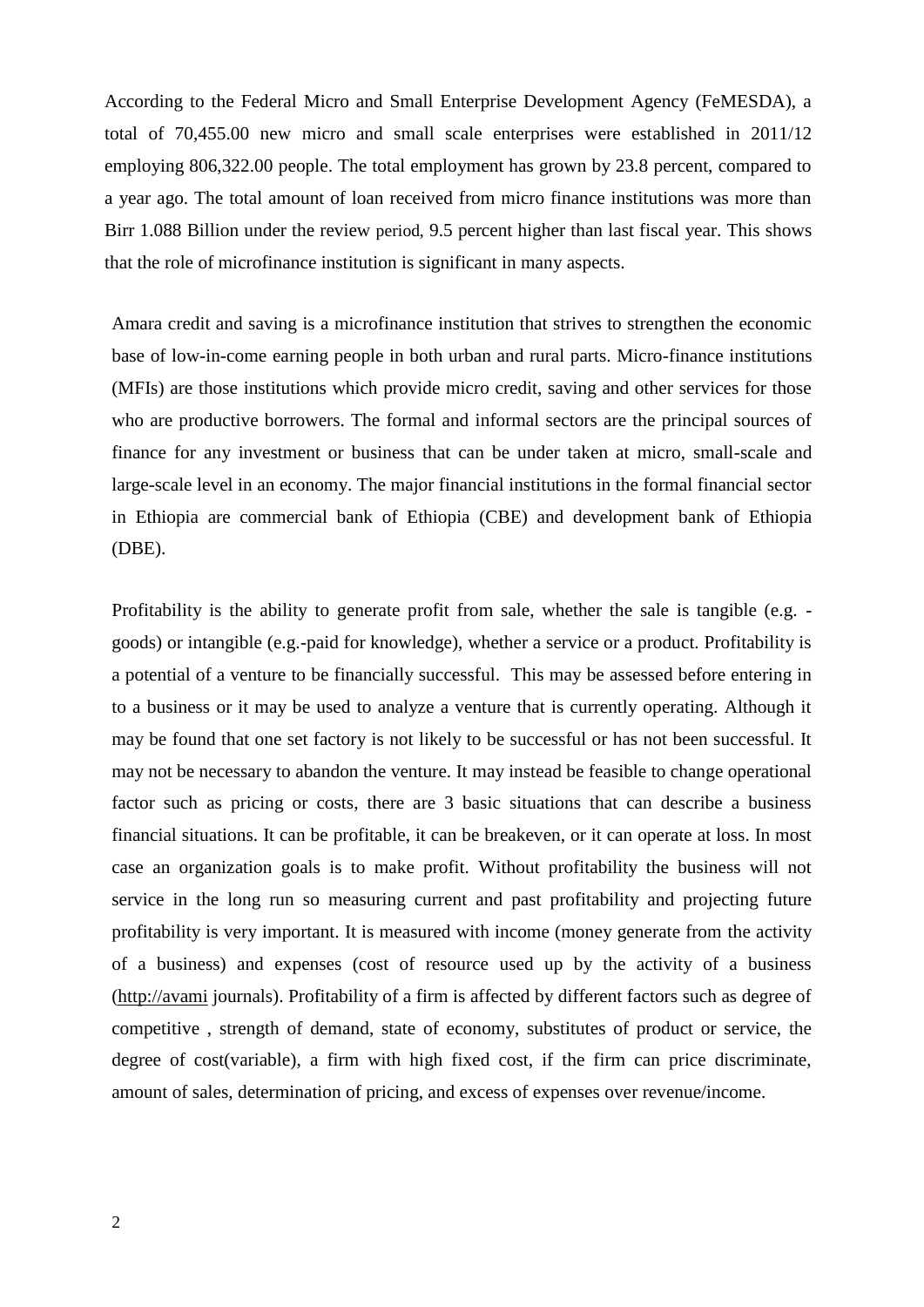According to the Federal Micro and Small Enterprise Development Agency (FeMESDA), a total of 70,455.00 new micro and small scale enterprises were established in 2011/12 employing 806,322.00 people. The total employment has grown by 23.8 percent, compared to a year ago. The total amount of loan received from micro finance institutions was more than Birr 1.088 Billion under the review period, 9.5 percent higher than last fiscal year. This shows that the role of microfinance institution is significant in many aspects.

Amara credit and saving is a microfinance institution that strives to strengthen the economic base of low-in-come earning people in both urban and rural parts. Micro-finance institutions (MFIs) are those institutions which provide micro credit, saving and other services for those who are productive borrowers. The formal and informal sectors are the principal sources of finance for any investment or business that can be under taken at micro, small-scale and large-scale level in an economy. The major financial institutions in the formal financial sector in Ethiopia are commercial bank of Ethiopia (CBE) and development bank of Ethiopia (DBE).

Profitability is the ability to generate profit from sale, whether the sale is tangible (e.g. -goods) or intangible (e.g.-paid for knowledge), whether a service or a product. Profitability is a potential of a venture to be financially successful. This may be assessed before entering in to a business or it may be used to analyze a venture that is currently operating. Although it may be found that one set factory is not likely to be successful or has not been successful. It may not be necessary to abandon the venture. It may instead be feasible to change operational factor such as pricing or costs, there are 3 basic situations that can describe a business financial situations. It can be profitable, it can be breakeven, or it can operate at loss. In most case an organization goals is to make profit. Without profitability the business will not service in the long run so measuring current and past profitability and projecting future profitability is very important. It is measured with income (money generate from the activity of a business) and expenses (cost of resource used up by the activity of a business (http://avami journals). Profitability of a firm is affected by different factors such as degree of competitive , strength of demand, state of economy, substitutes of product or service, the degree of cost(variable), a firm with high fixed cost, if the firm can price discriminate, amount of sales, determination of pricing, and excess of expenses over revenue/income.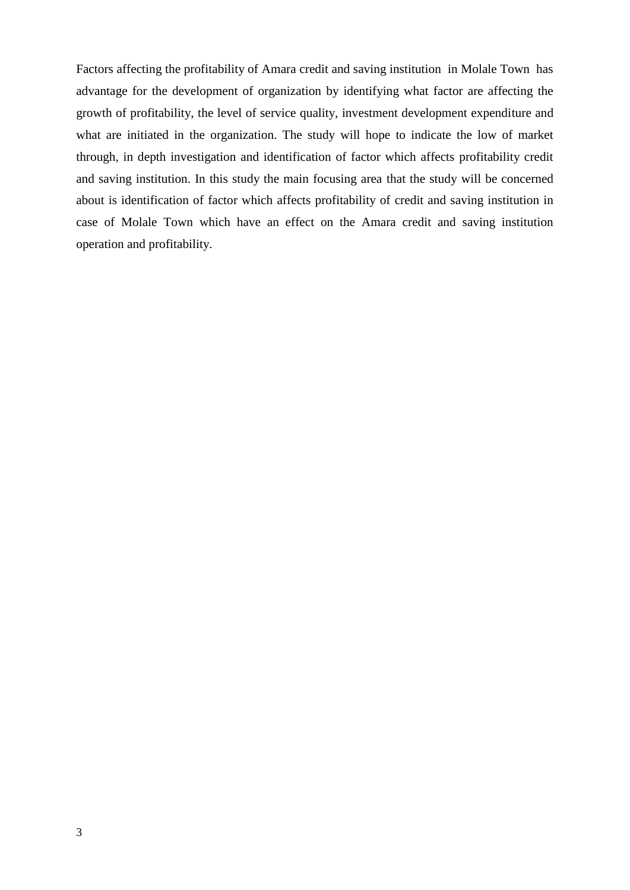Factors affecting the profitability of Amara credit and saving institution in Molale Town has advantage for the development of organization by identifying what factor are affecting the growth of profitability, the level of service quality, investment development expenditure and what are initiated in the organization. The study will hope to indicate the low of market through, in depth investigation and identification of factor which affects profitability credit and saving institution. In this study the main focusing area that the study will be concerned about is identification of factor which affects profitability of credit and saving institution in case of Molale Town which have an effect on the Amara credit and saving institution operation and profitability.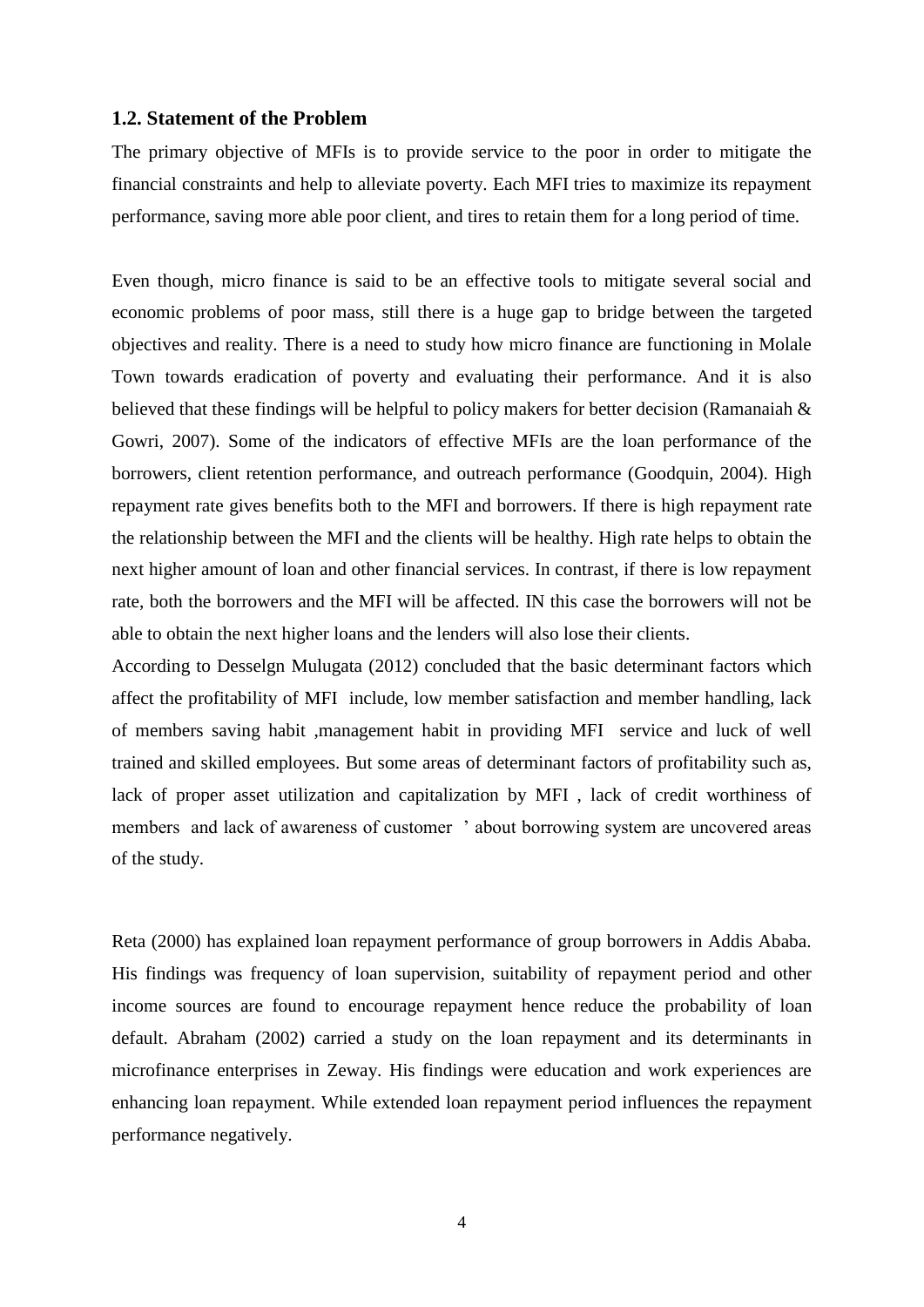### 1.2. Statement of the Problem

The primary objective of MFIs is to provide service to the poor in order to mitigate the financial constraints and help to alleviate poverty. Each MFI tries to maximize its repayment performance, saving more able poor client, and tires to retain them for a long period of time.

Even though, micro finance is said to be an effective tools to mitigate several social and economic problems of poor mass, still there is a huge gap to bridge between the targeted objectives and reality. There is a need to study how micro finance are functioning in Molale Town towards eradication of poverty and evaluating their performance. And it is also believed that these findings will be helpful to policy makers for better decision (Ramanaiah & Gowri, 2007). Some of the indicators of effective MFIs are the loan performance of the borrowers, client retention performance, and outreach performance (Goodquin, 2004). High repayment rate gives benefits both to the MFI and borrowers. If there is high repayment rate the relationship between the MFI and the clients will be healthy. High rate helps to obtain the next higher amount of loan and other financial services. In contrast, if there is low repayment rate, both the borrowers and the MFI will be affected. IN this case the borrowers will not be able to obtain the next higher loans and the lenders will also lose their clients.

According to Desselgn Mulugata (2012) concluded that the basic determinant factors which affect the profitability of MFI include, low member satisfaction and member handling, lack of members saving habit ,management habit in providing MFI service and luck of well trained and skilled employees. But some areas of determinant factors of profitability such as, lack of proper asset utilization and capitalization by MFI , lack of credit worthiness of members and lack of awareness of customer ' about borrowing system are uncovered areas of the study.

Reta (2000) has explained loan repayment performance of group borrowers in Addis Ababa. His findings was frequency of loan supervision, suitability of repayment period and other income sources are found to encourage repayment hence reduce the probability of loan default. Abraham (2002) carried a study on the loan repayment and its determinants in microfinance enterprises in Zeway. His findings were education and work experiences are enhancing loan repayment. While extended loan repayment period influences the repayment performance negatively.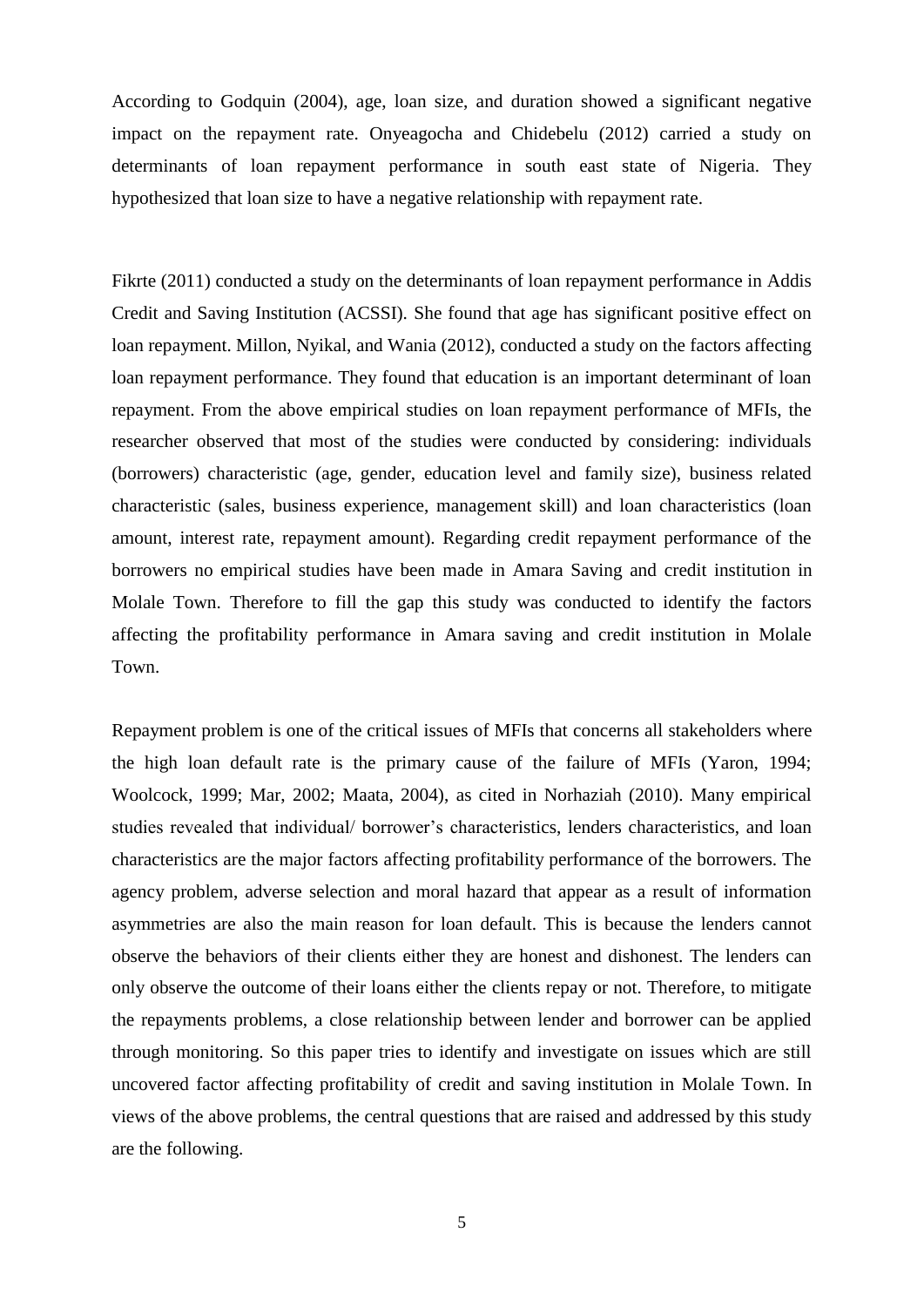According to Godquin (2004), age, loan size, and duration showed a significant negative impact on the repayment rate. Onyeagocha and Chidebelu (2012) carried a study on determinants of loan repayment performance in south east state of Nigeria. They hypothesized that loan size to have a negative relationship with repayment rate.

Fikrte (2011) conducted a study on the determinants of loan repayment performance in Addis Credit and Saving Institution (ACSSI). She found that age has significant positive effect on loan repayment. Millon, Nyikal, and Wania (2012), conducted a study on the factors affecting loan repayment performance. They found that education is an important determinant of loan repayment. From the above empirical studies on loan repayment performance of MFIs, the researcher observed that most of the studies were conducted by considering: individuals (borrowers) characteristic (age, gender, education level and family size), business related characteristic (sales, business experience, management skill) and loan characteristics (loan amount, interest rate, repayment amount). Regarding credit repayment performance of the borrowers no empirical studies have been made in Amara Saving and credit institution in Molale Town. Therefore to fill the gap this study was conducted to identify the factors affecting the profitability performance in Amara saving and credit institution in Molale Town.

Repayment problem is one of the critical issues of MFIs that concerns all stakeholders where the high loan default rate is the primary cause of the failure of MFIs (Yaron, 1994; Woolcock, 1999; Mar, 2002; Maata, 2004), as cited in Norhaziah (2010). Many empirical studies revealed that individual/ borrower's characteristics, lenders characteristics, and loan characteristics are the major factors affecting profitability performance of the borrowers. The agency problem, adverse selection and moral hazard that appear as a result of information asymmetries are also the main reason for loan default. This is because the lenders cannot observe the behaviors of their clients either they are honest and dishonest. The lenders can only observe the outcome of their loans either the clients repay or not. Therefore, to mitigate the repayments problems, a close relationship between lender and borrower can be applied through monitoring. So this paper tries to identify and investigate on issues which are still uncovered factor affecting profitability of credit and saving institution in Molale Town. In views of the above problems, the central questions that are raised and addressed by this study are the following.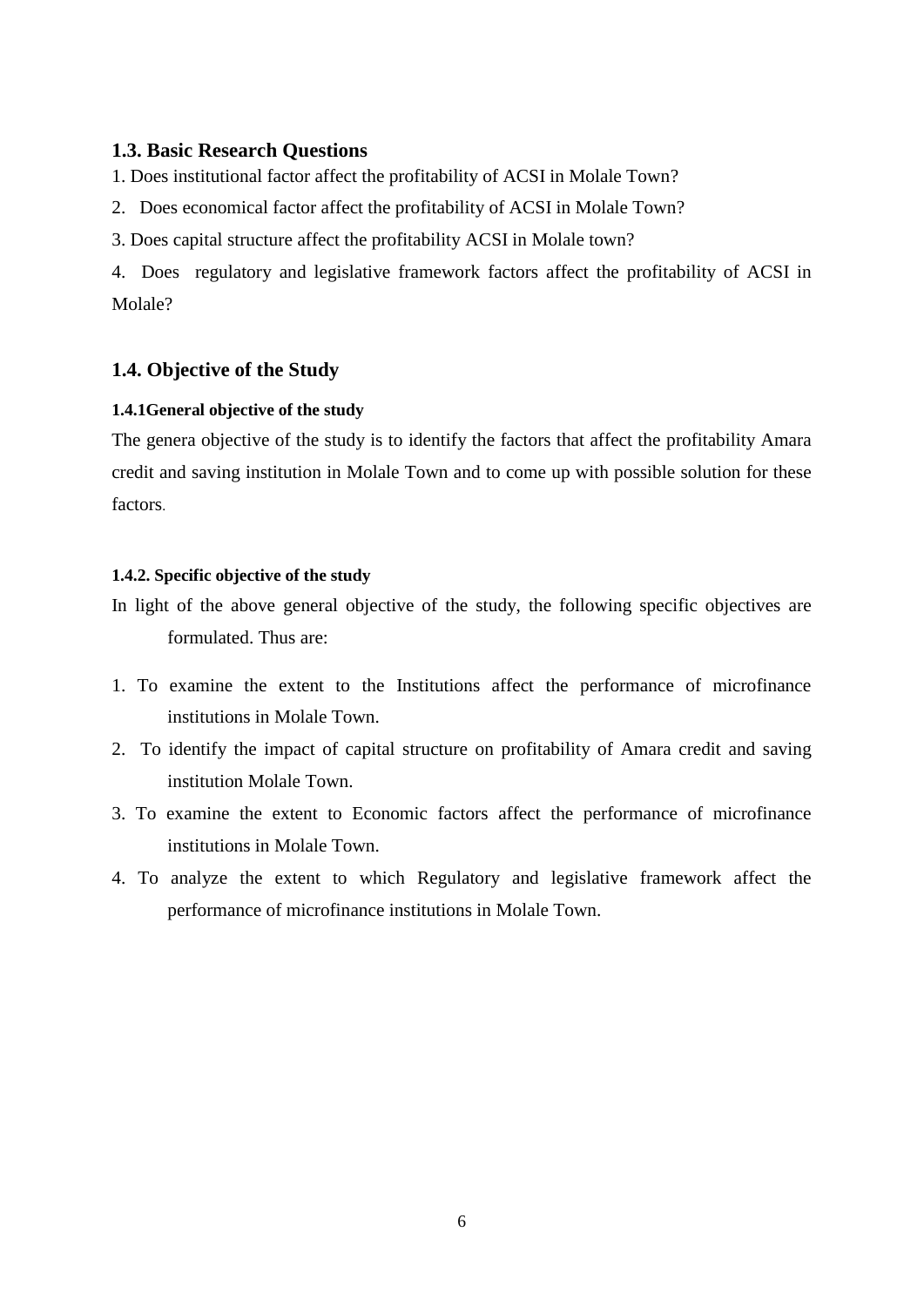### 1.3. Basic Research Questions

1. Does institutional factor affect the profitability of ACSI in Molale Town?
2. Does economical factor affect the profitability of ACSI in Molale Town?
3. Does capital structure affect the profitability ACSI in Molale town?
4. Does regulatory and legislative framework factors affect the profitability of ACSI in Molale?

### 1.4. Objective of the Study

#### 1.4.1General objective of the study

The genera objective of the study is to identify the factors that affect the profitability Amara credit and saving institution in Molale Town and to come up with possible solution for these factors.

#### 1.4.2. Specific objective of the study

In light of the above general objective of the study, the following specific objectives are formulated. Thus are:

1. To examine the extent to the Institutions affect the performance of microfinance institutions in Molale Town.
2. To identify the impact of capital structure on profitability of Amara credit and saving institution Molale Town.
3. To examine the extent to Economic factors affect the performance of microfinance institutions in Molale Town.
4. To analyze the extent to which Regulatory and legislative framework affect the performance of microfinance institutions in Molale Town.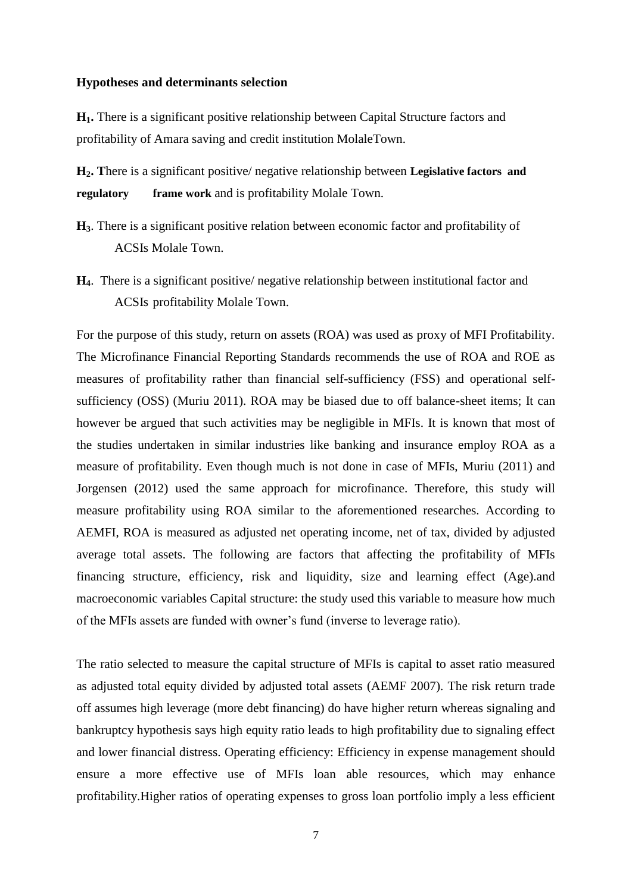**Hypotheses and determinants selection**

**$H_1$.** There is a significant positive relationship between Capital Structure factors and profitability of Amara saving and credit institution MolaleTown.

**$H_2$. T**here is a significant positive/ negative relationship between **Legislative factors and regulatory frame work** and is profitability Molale Town.

**$H_3$**. There is a significant positive relation between economic factor and profitability of ACSIs Molale Town.

**$H_4$**. There is a significant positive/ negative relationship between institutional factor and ACSIs profitability Molale Town.

For the purpose of this study, return on assets (ROA) was used as proxy of MFI Profitability. The Microfinance Financial Reporting Standards recommends the use of ROA and ROE as measures of profitability rather than financial self-sufficiency (FSS) and operational self-sufficiency (OSS) (Muriu 2011). ROA may be biased due to off balance-sheet items; It can however be argued that such activities may be negligible in MFIs. It is known that most of the studies undertaken in similar industries like banking and insurance employ ROA as a measure of profitability. Even though much is not done in case of MFIs, Muriu (2011) and Jorgensen (2012) used the same approach for microfinance. Therefore, this study will measure profitability using ROA similar to the aforementioned researches. According to AEMFI, ROA is measured as adjusted net operating income, net of tax, divided by adjusted average total assets. The following are factors that affecting the profitability of MFIs financing structure, efficiency, risk and liquidity, size and learning effect (Age).and macroeconomic variables Capital structure: the study used this variable to measure how much of the MFIs assets are funded with owner's fund (inverse to leverage ratio).

The ratio selected to measure the capital structure of MFIs is capital to asset ratio measured as adjusted total equity divided by adjusted total assets (AEMF 2007). The risk return trade off assumes high leverage (more debt financing) do have higher return whereas signaling and bankruptcy hypothesis says high equity ratio leads to high profitability due to signaling effect and lower financial distress. Operating efficiency: Efficiency in expense management should ensure a more effective use of MFIs loan able resources, which may enhance profitability.Higher ratios of operating expenses to gross loan portfolio imply a less efficient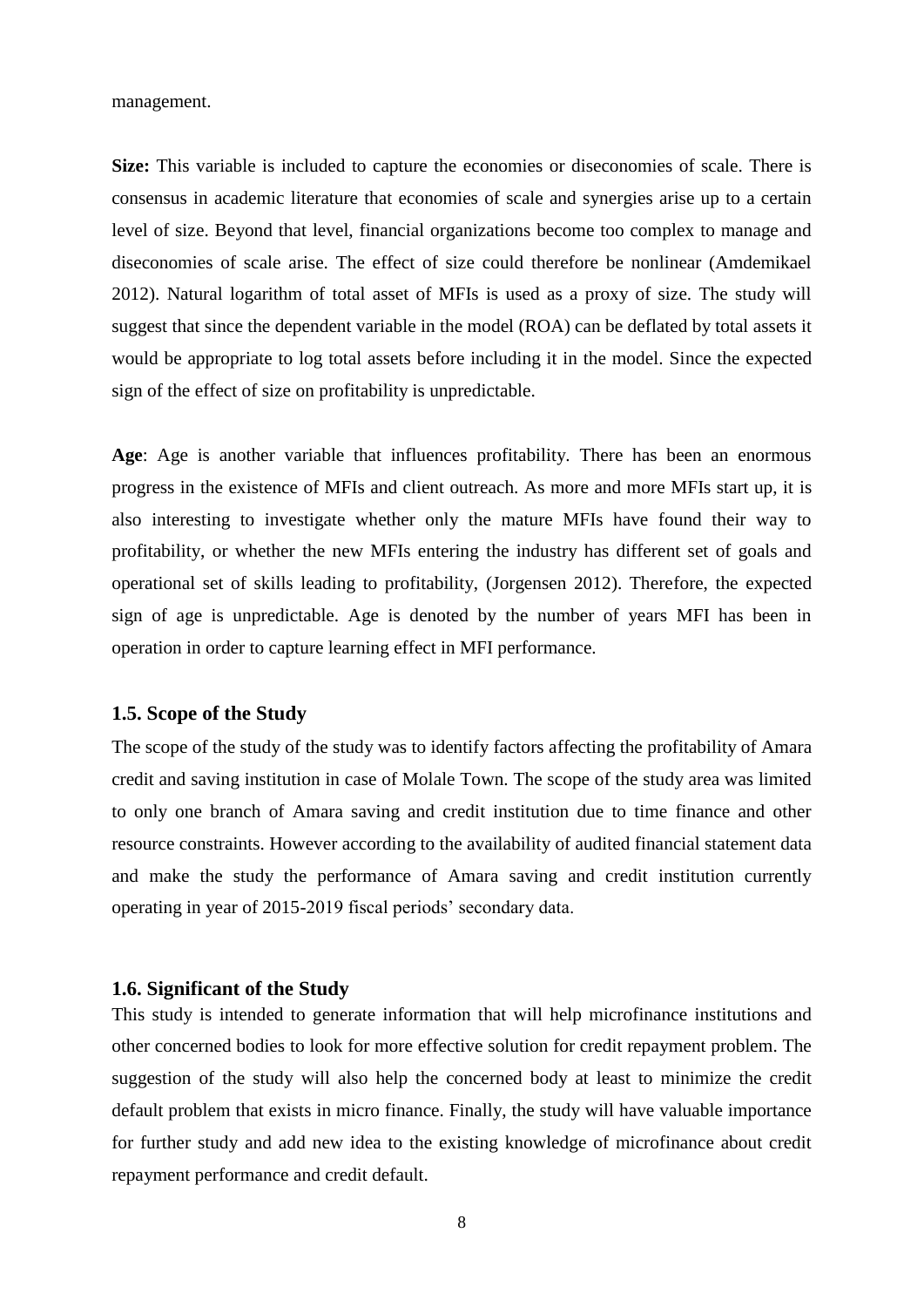management.

**Size:** This variable is included to capture the economies or diseconomies of scale. There is consensus in academic literature that economies of scale and synergies arise up to a certain level of size. Beyond that level, financial organizations become too complex to manage and diseconomies of scale arise. The effect of size could therefore be nonlinear (Amdemikael 2012). Natural logarithm of total asset of MFIs is used as a proxy of size. The study will suggest that since the dependent variable in the model (ROA) can be deflated by total assets it would be appropriate to log total assets before including it in the model. Since the expected sign of the effect of size on profitability is unpredictable.

**Age**: Age is another variable that influences profitability. There has been an enormous progress in the existence of MFIs and client outreach. As more and more MFIs start up, it is also interesting to investigate whether only the mature MFIs have found their way to profitability, or whether the new MFIs entering the industry has different set of goals and operational set of skills leading to profitability, (Jorgensen 2012). Therefore, the expected sign of age is unpredictable. Age is denoted by the number of years MFI has been in operation in order to capture learning effect in MFI performance.

### 1.5. Scope of the Study

The scope of the study of the study was to identify factors affecting the profitability of Amara credit and saving institution in case of Molale Town. The scope of the study area was limited to only one branch of Amara saving and credit institution due to time finance and other resource constraints. However according to the availability of audited financial statement data and make the study the performance of Amara saving and credit institution currently operating in year of 2015-2019 fiscal periods' secondary data.

### 1.6. Significant of the Study

This study is intended to generate information that will help microfinance institutions and other concerned bodies to look for more effective solution for credit repayment problem. The suggestion of the study will also help the concerned body at least to minimize the credit default problem that exists in micro finance. Finally, the study will have valuable importance for further study and add new idea to the existing knowledge of microfinance about credit repayment performance and credit default.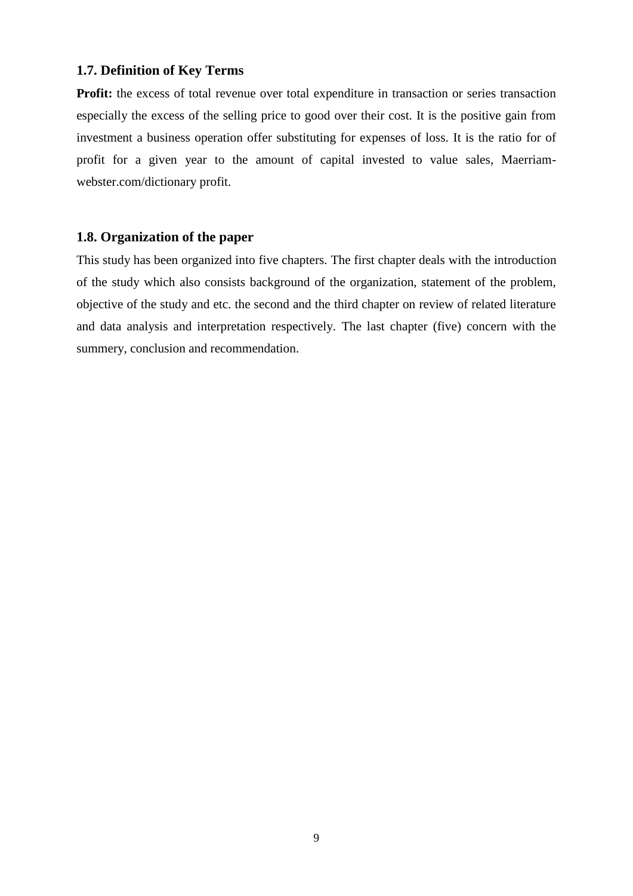### 1.7. Definition of Key Terms

**Profit:** the excess of total revenue over total expenditure in transaction or series transaction especially the excess of the selling price to good over their cost. It is the positive gain from investment a business operation offer substituting for expenses of loss. It is the ratio for of profit for a given year to the amount of capital invested to value sales, Maerriam-webster.com/dictionary profit.

### 1.8. Organization of the paper

This study has been organized into five chapters. The first chapter deals with the introduction of the study which also consists background of the organization, statement of the problem, objective of the study and etc. the second and the third chapter on review of related literature and data analysis and interpretation respectively. The last chapter (five) concern with the summery, conclusion and recommendation.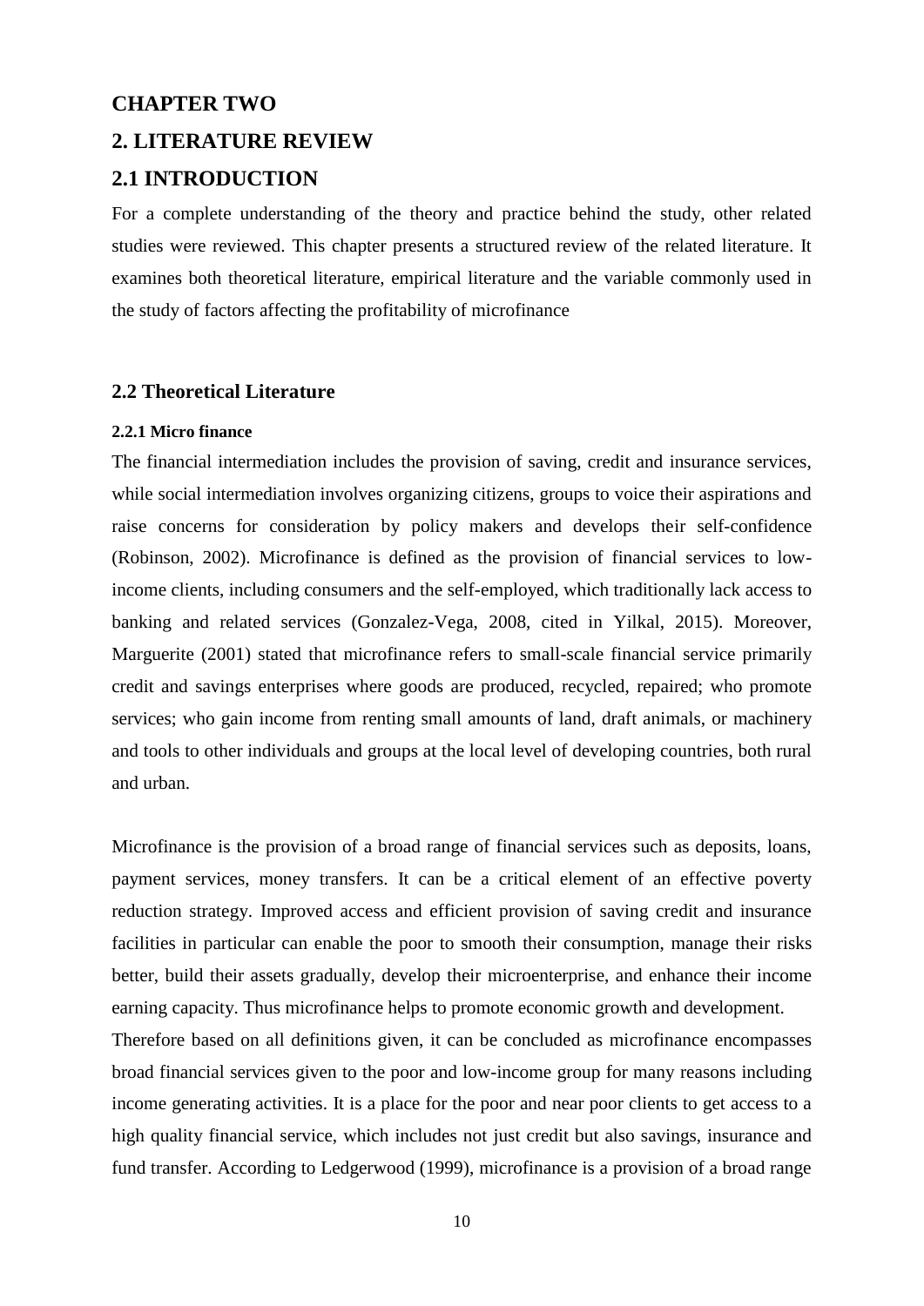# CHAPTER TWO

# 2. LITERATURE REVIEW

## 2.1 INTRODUCTION

For a complete understanding of the theory and practice behind the study, other related studies were reviewed. This chapter presents a structured review of the related literature. It examines both theoretical literature, empirical literature and the variable commonly used in the study of factors affecting the profitability of microfinance

## 2.2 Theoretical Literature

### 2.2.1 Micro finance

The financial intermediation includes the provision of saving, credit and insurance services, while social intermediation involves organizing citizens, groups to voice their aspirations and raise concerns for consideration by policy makers and develops their self-confidence (Robinson, 2002). Microfinance is defined as the provision of financial services to low-income clients, including consumers and the self-employed, which traditionally lack access to banking and related services (Gonzalez-Vega, 2008, cited in Yilkal, 2015). Moreover, Marguerite (2001) stated that microfinance refers to small-scale financial service primarily credit and savings enterprises where goods are produced, recycled, repaired; who promote services; who gain income from renting small amounts of land, draft animals, or machinery and tools to other individuals and groups at the local level of developing countries, both rural and urban.

Microfinance is the provision of a broad range of financial services such as deposits, loans, payment services, money transfers. It can be a critical element of an effective poverty reduction strategy. Improved access and efficient provision of saving credit and insurance facilities in particular can enable the poor to smooth their consumption, manage their risks better, build their assets gradually, develop their microenterprise, and enhance their income earning capacity. Thus microfinance helps to promote economic growth and development.

Therefore based on all definitions given, it can be concluded as microfinance encompasses broad financial services given to the poor and low-income group for many reasons including income generating activities. It is a place for the poor and near poor clients to get access to a high quality financial service, which includes not just credit but also savings, insurance and fund transfer. According to Ledgerwood (1999), microfinance is a provision of a broad range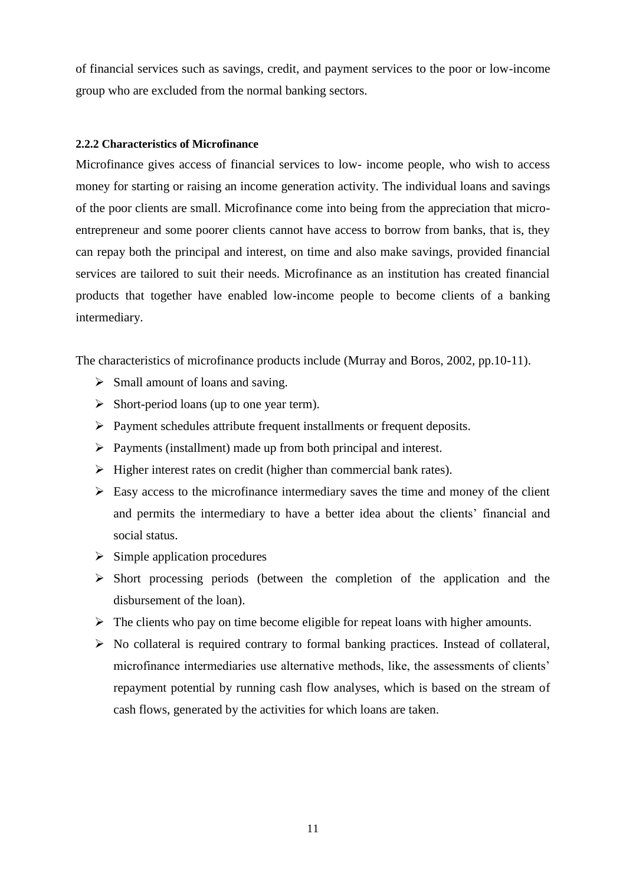of financial services such as savings, credit, and payment services to the poor or low-income group who are excluded from the normal banking sectors.

#### 2.2.2 Characteristics of Microfinance

Microfinance gives access of financial services to low- income people, who wish to access money for starting or raising an income generation activity. The individual loans and savings of the poor clients are small. Microfinance come into being from the appreciation that micro-entrepreneur and some poorer clients cannot have access to borrow from banks, that is, they can repay both the principal and interest, on time and also make savings, provided financial services are tailored to suit their needs. Microfinance as an institution has created financial products that together have enabled low-income people to become clients of a banking intermediary.

The characteristics of microfinance products include (Murray and Boros, 2002, pp.10-11).

- Small amount of loans and saving.
- Short-period loans (up to one year term).
- Payment schedules attribute frequent installments or frequent deposits.
- Payments (installment) made up from both principal and interest.
- Higher interest rates on credit (higher than commercial bank rates).
- Easy access to the microfinance intermediary saves the time and money of the client and permits the intermediary to have a better idea about the clients' financial and social status.
- Simple application procedures
- Short processing periods (between the completion of the application and the disbursement of the loan).
- The clients who pay on time become eligible for repeat loans with higher amounts.
- No collateral is required contrary to formal banking practices. Instead of collateral, microfinance intermediaries use alternative methods, like, the assessments of clients' repayment potential by running cash flow analyses, which is based on the stream of cash flows, generated by the activities for which loans are taken.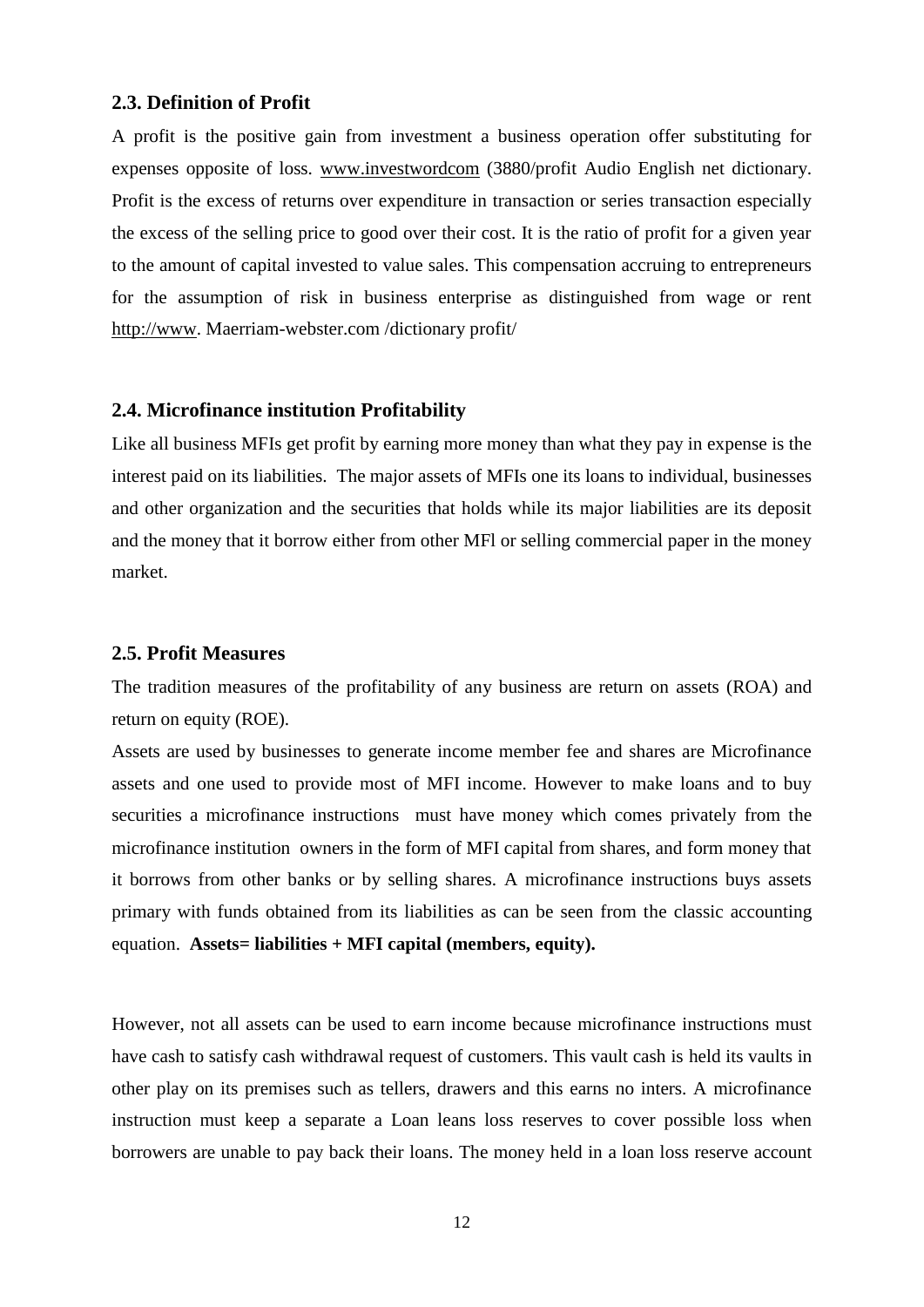### 2.3. Definition of Profit

A profit is the positive gain from investment a business operation offer substituting for expenses opposite of loss. www.investwordcom (3880/profit Audio English net dictionary. Profit is the excess of returns over expenditure in transaction or series transaction especially the excess of the selling price to good over their cost. It is the ratio of profit for a given year to the amount of capital invested to value sales. This compensation accruing to entrepreneurs for the assumption of risk in business enterprise as distinguished from wage or rent http://www. Maerriam-webster.com /dictionary profit/

### 2.4. Microfinance institution Profitability

Like all business MFIs get profit by earning more money than what they pay in expense is the interest paid on its liabilities. The major assets of MFIs one its loans to individual, businesses and other organization and the securities that holds while its major liabilities are its deposit and the money that it borrow either from other MFl or selling commercial paper in the money market.

### 2.5. Profit Measures

The tradition measures of the profitability of any business are return on assets (ROA) and return on equity (ROE).

Assets are used by businesses to generate income member fee and shares are Microfinance assets and one used to provide most of MFI income. However to make loans and to buy securities a microfinance instructions must have money which comes privately from the microfinance institution owners in the form of MFI capital from shares, and form money that it borrows from other banks or by selling shares. A microfinance instructions buys assets primary with funds obtained from its liabilities as can be seen from the classic accounting equation. **Assets= liabilities + MFI capital (members, equity).**

However, not all assets can be used to earn income because microfinance instructions must have cash to satisfy cash withdrawal request of customers. This vault cash is held its vaults in other play on its premises such as tellers, drawers and this earns no inters. A microfinance instruction must keep a separate a Loan leans loss reserves to cover possible loss when borrowers are unable to pay back their loans. The money held in a loan loss reserve account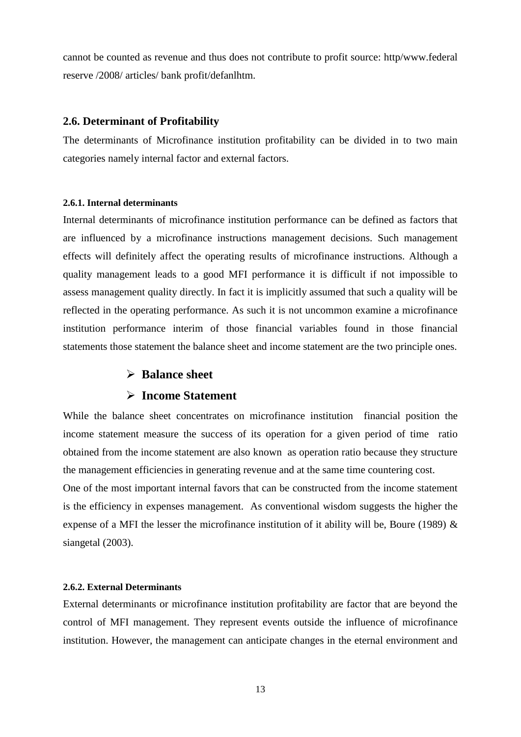cannot be counted as revenue and thus does not contribute to profit source: http/www.federal reserve /2008/ articles/ bank profit/defanlhtm.

## 2.6. Determinant of Profitability

The determinants of Microfinance institution profitability can be divided in to two main categories namely internal factor and external factors.

### 2.6.1. Internal determinants

Internal determinants of microfinance institution performance can be defined as factors that are influenced by a microfinance instructions management decisions. Such management effects will definitely affect the operating results of microfinance instructions. Although a quality management leads to a good MFI performance it is difficult if not impossible to assess management quality directly. In fact it is implicitly assumed that such a quality will be reflected in the operating performance. As such it is not uncommon examine a microfinance institution performance interim of those financial variables found in those financial statements those statement the balance sheet and income statement are the two principle ones.

- **Balance sheet**
- **Income Statement**

While the balance sheet concentrates on microfinance institution financial position the income statement measure the success of its operation for a given period of time ratio obtained from the income statement are also known as operation ratio because they structure the management efficiencies in generating revenue and at the same time countering cost.

One of the most important internal favors that can be constructed from the income statement is the efficiency in expenses management. As conventional wisdom suggests the higher the expense of a MFI the lesser the microfinance institution of it ability will be, Boure (1989) & siangetal (2003).

### 2.6.2. External Determinants

External determinants or microfinance institution profitability are factor that are beyond the control of MFI management. They represent events outside the influence of microfinance institution. However, the management can anticipate changes in the eternal environment and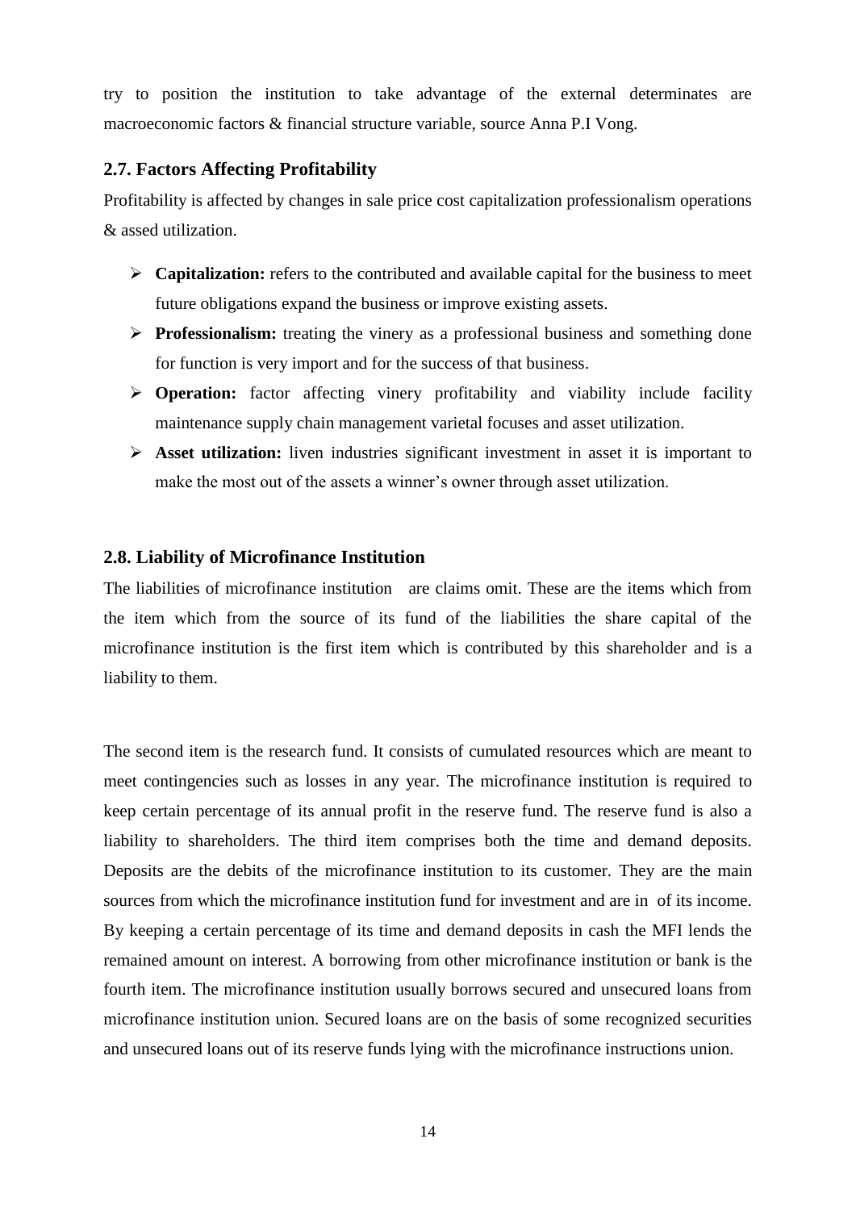try to position the institution to take advantage of the external determinates are macroeconomic factors & financial structure variable, source Anna P.I Vong.

### 2.7. Factors Affecting Profitability

Profitability is affected by changes in sale price cost capitalization professionalism operations & assed utilization.

- **Capitalization:** refers to the contributed and available capital for the business to meet future obligations expand the business or improve existing assets.
- **Professionalism:** treating the vinery as a professional business and something done for function is very import and for the success of that business.
- **Operation:** factor affecting vinery profitability and viability include facility maintenance supply chain management varietal focuses and asset utilization.
- **Asset utilization:** liven industries significant investment in asset it is important to make the most out of the assets a winner's owner through asset utilization.

### 2.8. Liability of Microfinance Institution

The liabilities of microfinance institution are claims omit. These are the items which from the item which from the source of its fund of the liabilities the share capital of the microfinance institution is the first item which is contributed by this shareholder and is a liability to them.

The second item is the research fund. It consists of cumulated resources which are meant to meet contingencies such as losses in any year. The microfinance institution is required to keep certain percentage of its annual profit in the reserve fund. The reserve fund is also a liability to shareholders. The third item comprises both the time and demand deposits. Deposits are the debits of the microfinance institution to its customer. They are the main sources from which the microfinance institution fund for investment and are in of its income. By keeping a certain percentage of its time and demand deposits in cash the MFI lends the remained amount on interest. A borrowing from other microfinance institution or bank is the fourth item. The microfinance institution usually borrows secured and unsecured loans from microfinance institution union. Secured loans are on the basis of some recognized securities and unsecured loans out of its reserve funds lying with the microfinance instructions union.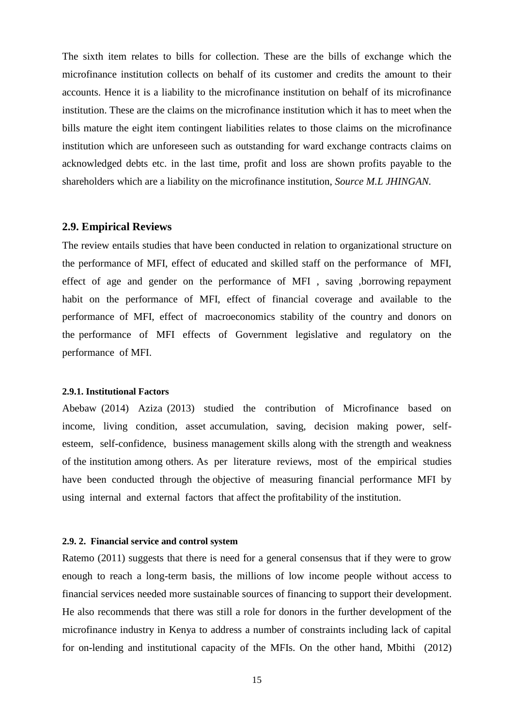The sixth item relates to bills for collection. These are the bills of exchange which the microfinance institution collects on behalf of its customer and credits the amount to their accounts. Hence it is a liability to the microfinance institution on behalf of its microfinance institution. These are the claims on the microfinance institution which it has to meet when the bills mature the eight item contingent liabilities relates to those claims on the microfinance institution which are unforeseen such as outstanding for ward exchange contracts claims on acknowledged debts etc. in the last time, profit and loss are shown profits payable to the shareholders which are a liability on the microfinance institution, *Source M.L JHINGAN.*

## 2.9. Empirical Reviews

The review entails studies that have been conducted in relation to organizational structure on the performance of MFI, effect of educated and skilled staff on the performance of MFI, effect of age and gender on the performance of MFI , saving ,borrowing repayment habit on the performance of MFI, effect of financial coverage and available to the performance of MFI, effect of macroeconomics stability of the country and donors on the performance of MFI effects of Government legislative and regulatory on the performance of MFI.

#### 2.9.1. Institutional Factors

Abebaw (2014) Aziza (2013) studied the contribution of Microfinance based on income, living condition, asset accumulation, saving, decision making power, self-esteem, self-confidence, business management skills along with the strength and weakness of the institution among others. As per literature reviews, most of the empirical studies have been conducted through the objective of measuring financial performance MFI by using internal and external factors that affect the profitability of the institution.

#### 2.9. 2. Financial service and control system

Ratemo (2011) suggests that there is need for a general consensus that if they were to grow enough to reach a long-term basis, the millions of low income people without access to financial services needed more sustainable sources of financing to support their development. He also recommends that there was still a role for donors in the further development of the microfinance industry in Kenya to address a number of constraints including lack of capital for on-lending and institutional capacity of the MFIs. On the other hand, Mbithi (2012)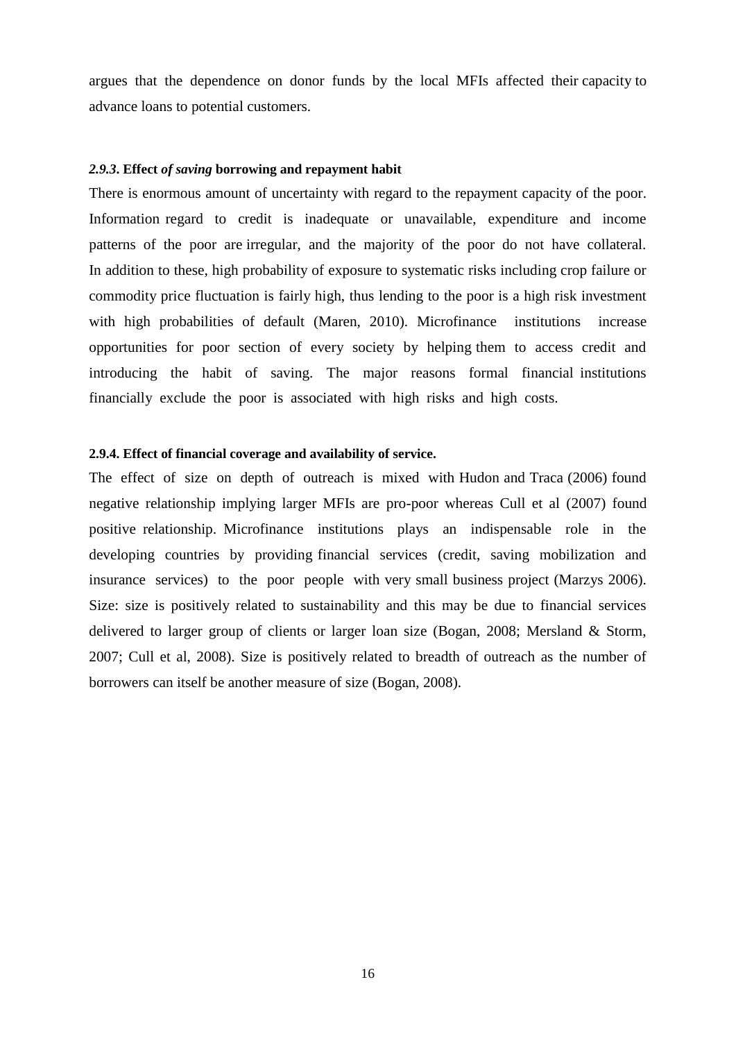argues that the dependence on donor funds by the local MFIs affected their capacity to advance loans to potential customers.

### *2.9.3*. Effect *of saving* borrowing and repayment habit

There is enormous amount of uncertainty with regard to the repayment capacity of the poor. Information regard to credit is inadequate or unavailable, expenditure and income patterns of the poor are irregular, and the majority of the poor do not have collateral. In addition to these, high probability of exposure to systematic risks including crop failure or commodity price fluctuation is fairly high, thus lending to the poor is a high risk investment with high probabilities of default (Maren, 2010). Microfinance institutions increase opportunities for poor section of every society by helping them to access credit and introducing the habit of saving. The major reasons formal financial institutions financially exclude the poor is associated with high risks and high costs.

### 2.9.4. Effect of financial coverage and availability of service.

The effect of size on depth of outreach is mixed with Hudon and Traca (2006) found negative relationship implying larger MFIs are pro-poor whereas Cull et al (2007) found positive relationship. Microfinance institutions plays an indispensable role in the developing countries by providing financial services (credit, saving mobilization and insurance services) to the poor people with very small business project (Marzys 2006). Size: size is positively related to sustainability and this may be due to financial services delivered to larger group of clients or larger loan size (Bogan, 2008; Mersland & Storm, 2007; Cull et al, 2008). Size is positively related to breadth of outreach as the number of borrowers can itself be another measure of size (Bogan, 2008).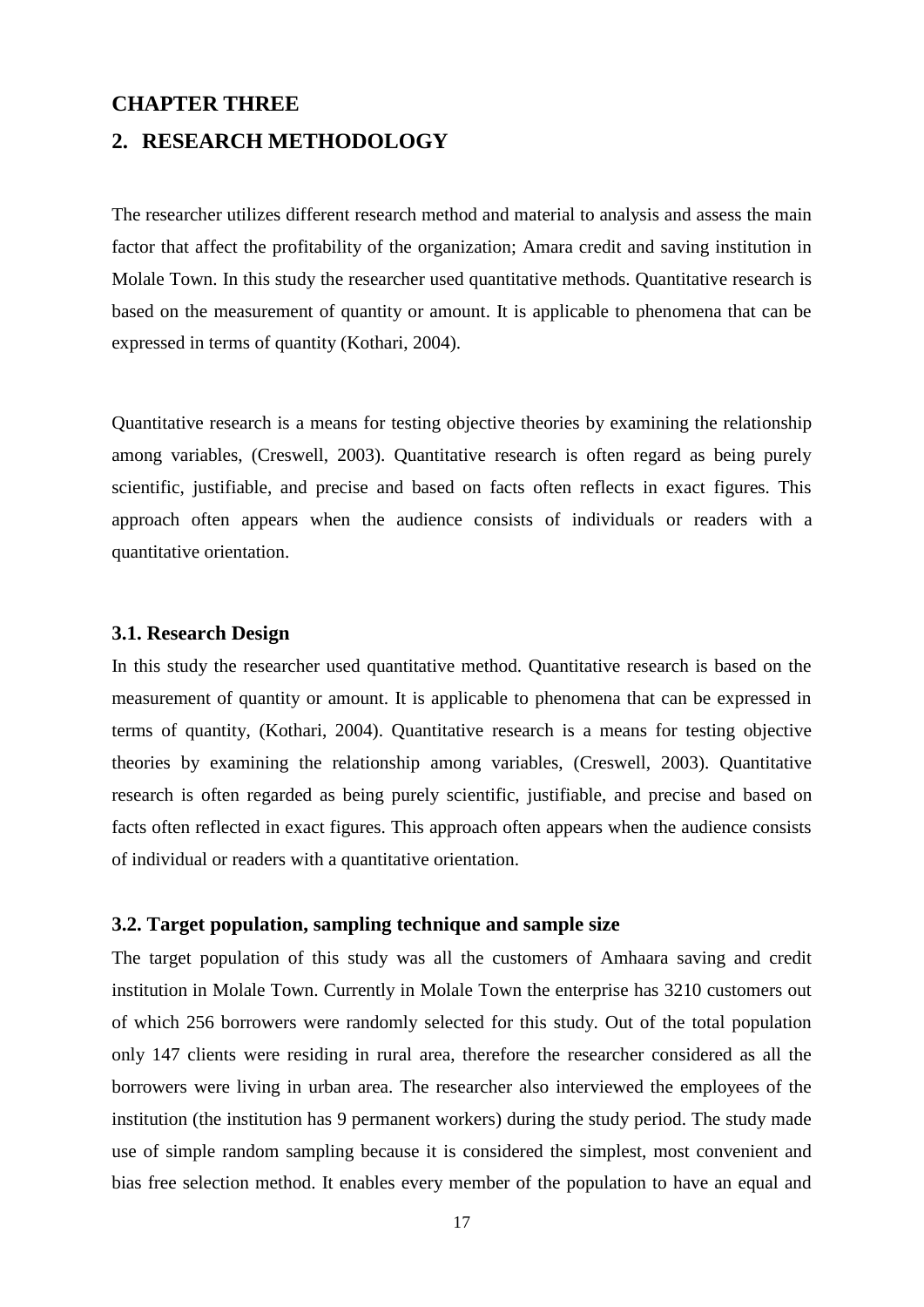## CHAPTER THREE

## 2. RESEARCH METHODOLOGY

The researcher utilizes different research method and material to analysis and assess the main factor that affect the profitability of the organization; Amara credit and saving institution in Molale Town. In this study the researcher used quantitative methods. Quantitative research is based on the measurement of quantity or amount. It is applicable to phenomena that can be expressed in terms of quantity (Kothari, 2004).

Quantitative research is a means for testing objective theories by examining the relationship among variables, (Creswell, 2003). Quantitative research is often regard as being purely scientific, justifiable, and precise and based on facts often reflects in exact figures. This approach often appears when the audience consists of individuals or readers with a quantitative orientation.

### 3.1. Research Design

In this study the researcher used quantitative method. Quantitative research is based on the measurement of quantity or amount. It is applicable to phenomena that can be expressed in terms of quantity, (Kothari, 2004). Quantitative research is a means for testing objective theories by examining the relationship among variables, (Creswell, 2003). Quantitative research is often regarded as being purely scientific, justifiable, and precise and based on facts often reflected in exact figures. This approach often appears when the audience consists of individual or readers with a quantitative orientation.

### 3.2. Target population, sampling technique and sample size

The target population of this study was all the customers of Amhaara saving and credit institution in Molale Town. Currently in Molale Town the enterprise has 3210 customers out of which 256 borrowers were randomly selected for this study. Out of the total population only 147 clients were residing in rural area, therefore the researcher considered as all the borrowers were living in urban area. The researcher also interviewed the employees of the institution (the institution has 9 permanent workers) during the study period. The study made use of simple random sampling because it is considered the simplest, most convenient and bias free selection method. It enables every member of the population to have an equal and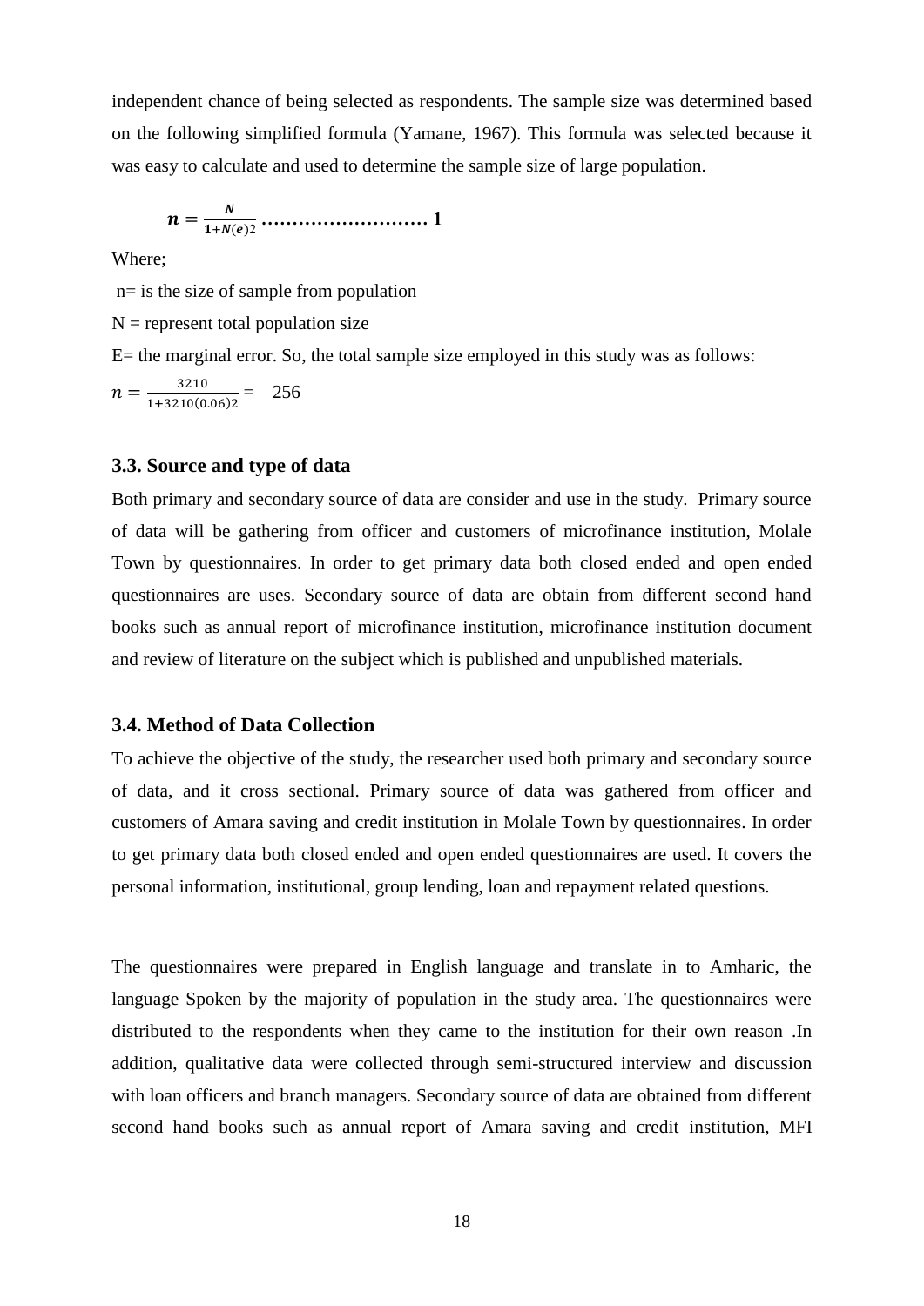independent chance of being selected as respondents. The sample size was determined based on the following simplified formula (Yamane, 1967). This formula was selected because it was easy to calculate and used to determine the sample size of large population.

$$\boldsymbol{n} = \frac{\boldsymbol{N}}{\boldsymbol{1}+\boldsymbol{N}(\boldsymbol{e})2} \text{………………………} \mathbf{1}$$

Where;

n= is the size of sample from population

N = represent total population size

E= the marginal error. So, the total sample size employed in this study was as follows:

$$n = \frac{3210}{1+3210(0.06)2} = \quad 256$$

### 3.3. Source and type of data

Both primary and secondary source of data are consider and use in the study. Primary source of data will be gathering from officer and customers of microfinance institution, Molale Town by questionnaires. In order to get primary data both closed ended and open ended questionnaires are uses. Secondary source of data are obtain from different second hand books such as annual report of microfinance institution, microfinance institution document and review of literature on the subject which is published and unpublished materials.

### 3.4. Method of Data Collection

To achieve the objective of the study, the researcher used both primary and secondary source of data, and it cross sectional. Primary source of data was gathered from officer and customers of Amara saving and credit institution in Molale Town by questionnaires. In order to get primary data both closed ended and open ended questionnaires are used. It covers the personal information, institutional, group lending, loan and repayment related questions.

The questionnaires were prepared in English language and translate in to Amharic, the language Spoken by the majority of population in the study area. The questionnaires were distributed to the respondents when they came to the institution for their own reason .In addition, qualitative data were collected through semi-structured interview and discussion with loan officers and branch managers. Secondary source of data are obtained from different second hand books such as annual report of Amara saving and credit institution, MFI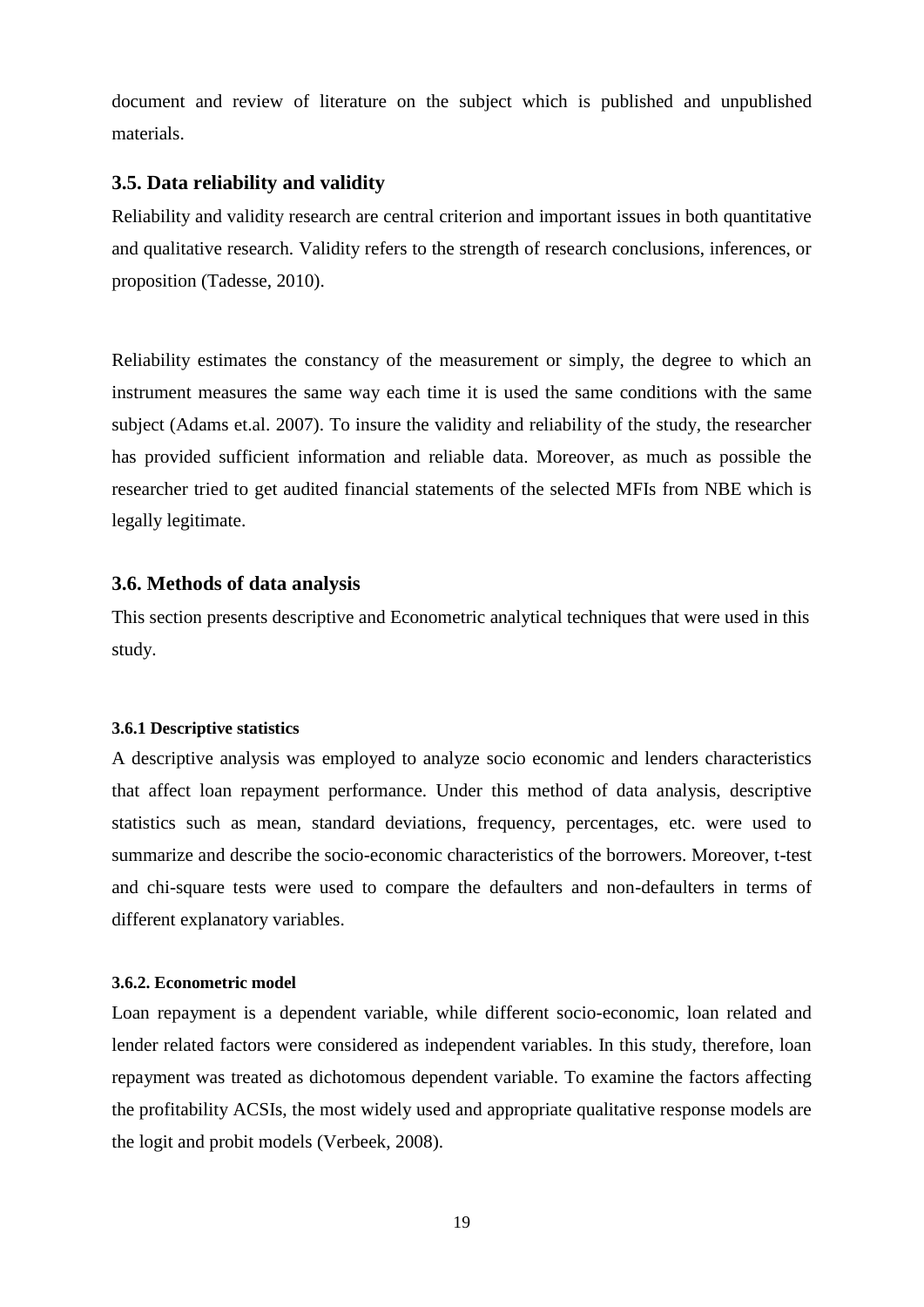document and review of literature on the subject which is published and unpublished materials.

## 3.5. Data reliability and validity

Reliability and validity research are central criterion and important issues in both quantitative and qualitative research. Validity refers to the strength of research conclusions, inferences, or proposition (Tadesse, 2010).

Reliability estimates the constancy of the measurement or simply, the degree to which an instrument measures the same way each time it is used the same conditions with the same subject (Adams et.al. 2007). To insure the validity and reliability of the study, the researcher has provided sufficient information and reliable data. Moreover, as much as possible the researcher tried to get audited financial statements of the selected MFIs from NBE which is legally legitimate.

## 3.6. Methods of data analysis

This section presents descriptive and Econometric analytical techniques that were used in this study.

### 3.6.1 Descriptive statistics

A descriptive analysis was employed to analyze socio economic and lenders characteristics that affect loan repayment performance. Under this method of data analysis, descriptive statistics such as mean, standard deviations, frequency, percentages, etc. were used to summarize and describe the socio-economic characteristics of the borrowers. Moreover, t-test and chi-square tests were used to compare the defaulters and non-defaulters in terms of different explanatory variables.

### 3.6.2. Econometric model

Loan repayment is a dependent variable, while different socio-economic, loan related and lender related factors were considered as independent variables. In this study, therefore, loan repayment was treated as dichotomous dependent variable. To examine the factors affecting the profitability ACSIs, the most widely used and appropriate qualitative response models are the logit and probit models (Verbeek, 2008).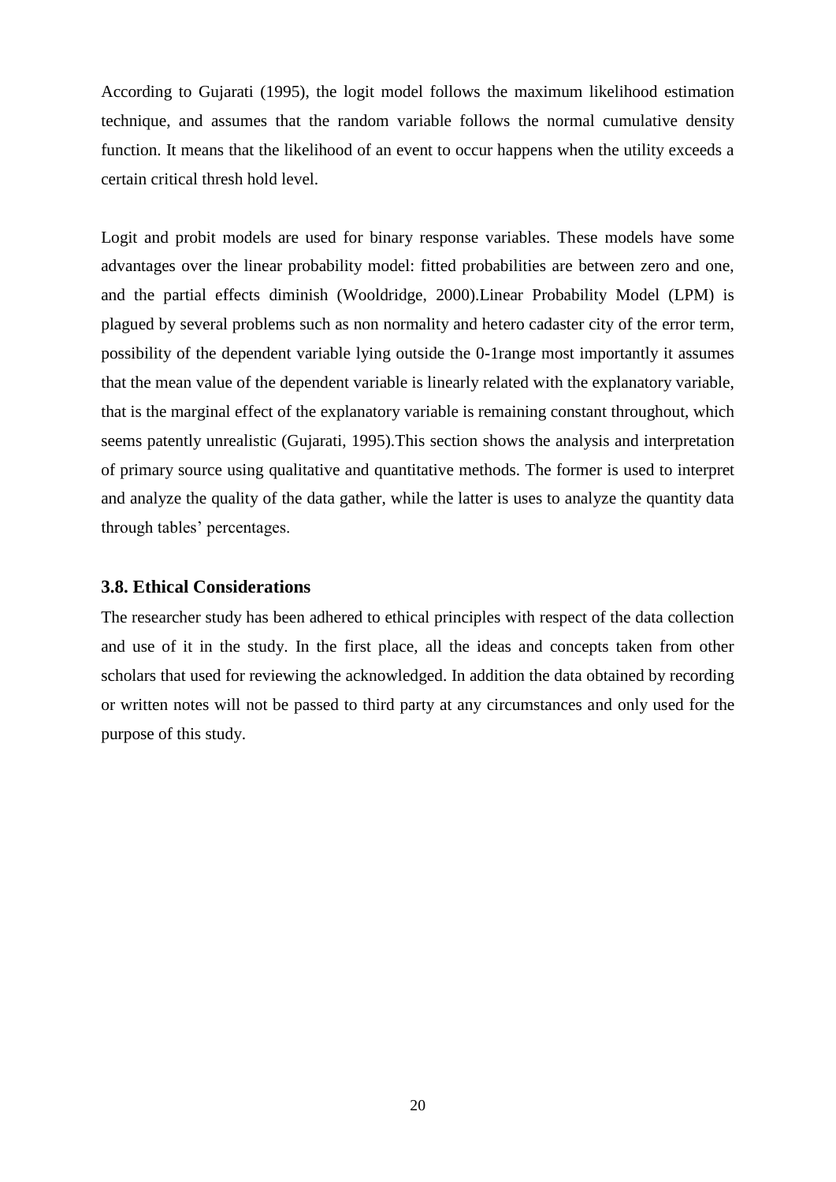According to Gujarati (1995), the logit model follows the maximum likelihood estimation technique, and assumes that the random variable follows the normal cumulative density function. It means that the likelihood of an event to occur happens when the utility exceeds a certain critical thresh hold level.

Logit and probit models are used for binary response variables. These models have some advantages over the linear probability model: fitted probabilities are between zero and one, and the partial effects diminish (Wooldridge, 2000).Linear Probability Model (LPM) is plagued by several problems such as non normality and hetero cadaster city of the error term, possibility of the dependent variable lying outside the 0-1range most importantly it assumes that the mean value of the dependent variable is linearly related with the explanatory variable, that is the marginal effect of the explanatory variable is remaining constant throughout, which seems patently unrealistic (Gujarati, 1995).This section shows the analysis and interpretation of primary source using qualitative and quantitative methods. The former is used to interpret and analyze the quality of the data gather, while the latter is uses to analyze the quantity data through tables' percentages.

### 3.8. Ethical Considerations

The researcher study has been adhered to ethical principles with respect of the data collection and use of it in the study. In the first place, all the ideas and concepts taken from other scholars that used for reviewing the acknowledged. In addition the data obtained by recording or written notes will not be passed to third party at any circumstances and only used for the purpose of this study.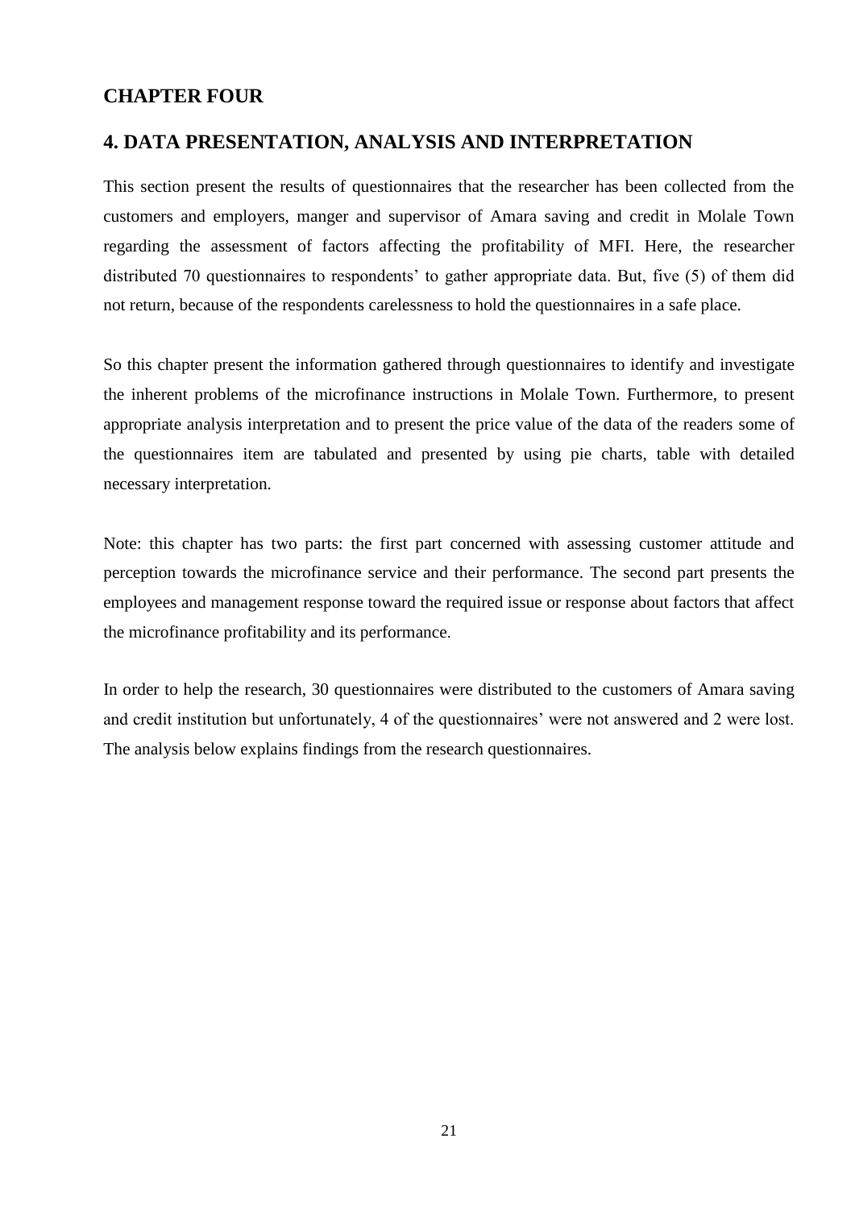## CHAPTER FOUR

## 4. DATA PRESENTATION, ANALYSIS AND INTERPRETATION

This section present the results of questionnaires that the researcher has been collected from the customers and employers, manger and supervisor of Amara saving and credit in Molale Town regarding the assessment of factors affecting the profitability of MFI. Here, the researcher distributed 70 questionnaires to respondents' to gather appropriate data. But, five (5) of them did not return, because of the respondents carelessness to hold the questionnaires in a safe place.

So this chapter present the information gathered through questionnaires to identify and investigate the inherent problems of the microfinance instructions in Molale Town. Furthermore, to present appropriate analysis interpretation and to present the price value of the data of the readers some of the questionnaires item are tabulated and presented by using pie charts, table with detailed necessary interpretation.

Note: this chapter has two parts: the first part concerned with assessing customer attitude and perception towards the microfinance service and their performance. The second part presents the employees and management response toward the required issue or response about factors that affect the microfinance profitability and its performance.

In order to help the research, 30 questionnaires were distributed to the customers of Amara saving and credit institution but unfortunately, 4 of the questionnaires' were not answered and 2 were lost. The analysis below explains findings from the research questionnaires.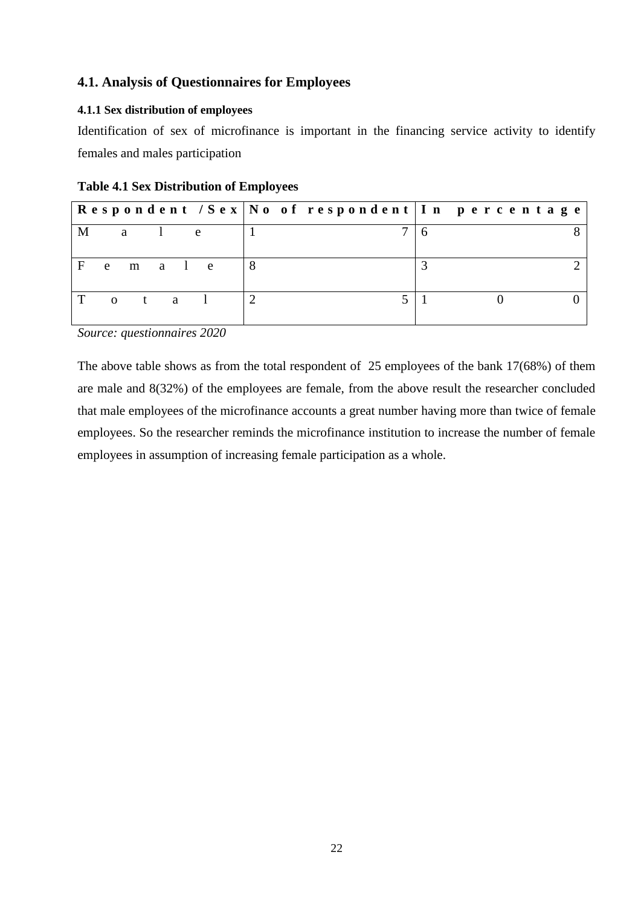## 4.1. Analysis of Questionnaires for Employees

### 4.1.1 Sex distribution of employees

Identification of sex of microfinance is important in the financing service activity to identify females and males participation

**Table 4.1 Sex Distribution of Employees**

| Respondent /Sex | No of respondent | In percentage |
|---|---|---|
| Male | 17 | 68 |
| Female | 8 | 32 |
| Total | 25 | 100 |

*Source: questionnaires 2020*

The above table shows as from the total respondent of 25 employees of the bank 17(68%) of them are male and 8(32%) of the employees are female, from the above result the researcher concluded that male employees of the microfinance accounts a great number having more than twice of female employees. So the researcher reminds the microfinance institution to increase the number of female employees in assumption of increasing female participation as a whole.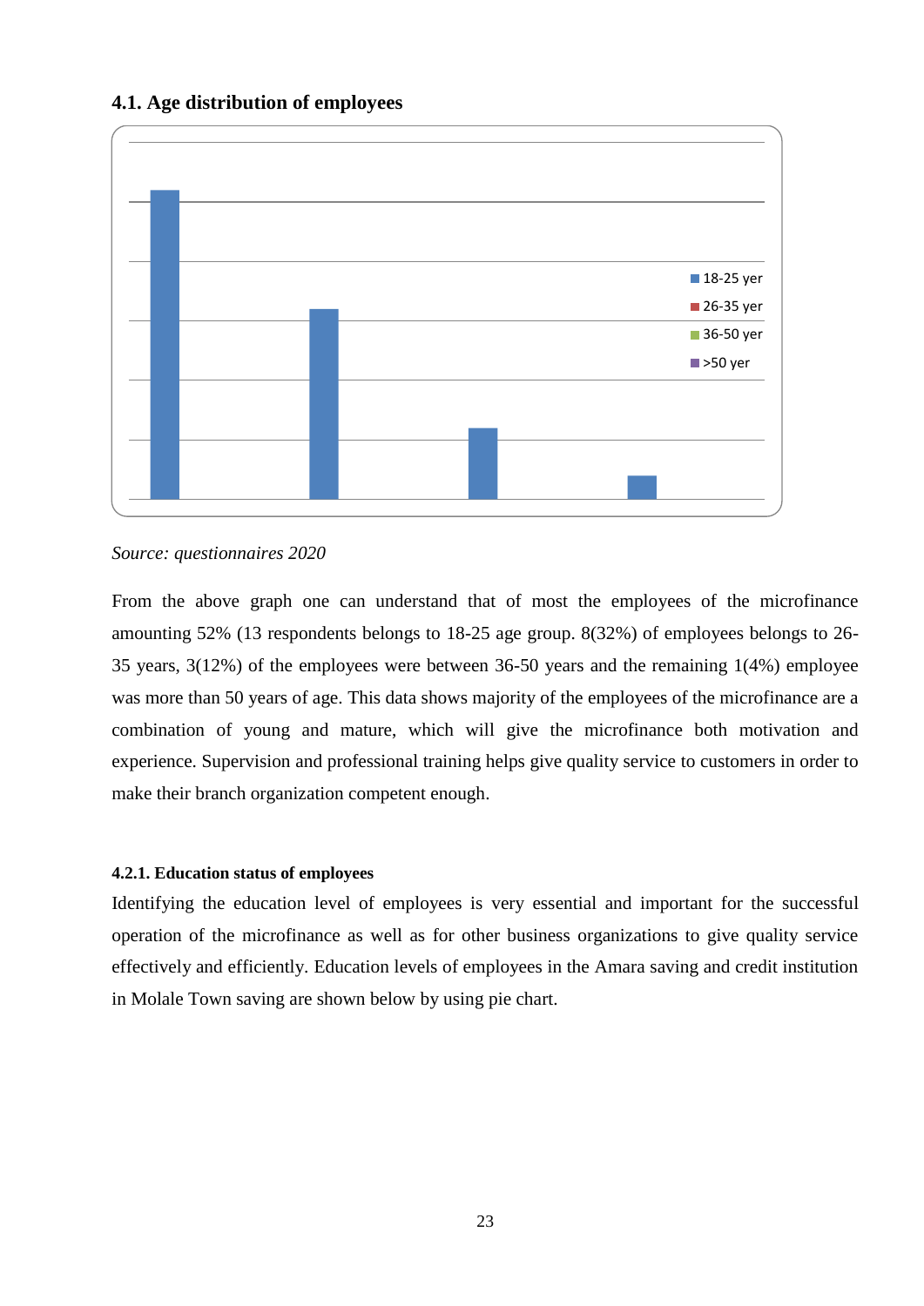### 4.1. Age distribution of employees

*Source: questionnaires 2020*

From the above graph one can understand that of most the employees of the microfinance amounting 52% (13 respondents belongs to 18-25 age group. 8(32%) of employees belongs to 26-35 years, 3(12%) of the employees were between 36-50 years and the remaining 1(4%) employee was more than 50 years of age. This data shows majority of the employees of the microfinance are a combination of young and mature, which will give the microfinance both motivation and experience. Supervision and professional training helps give quality service to customers in order to make their branch organization competent enough.

#### 4.2.1. Education status of employees

Identifying the education level of employees is very essential and important for the successful operation of the microfinance as well as for other business organizations to give quality service effectively and efficiently. Education levels of employees in the Amara saving and credit institution in Molale Town saving are shown below by using pie chart.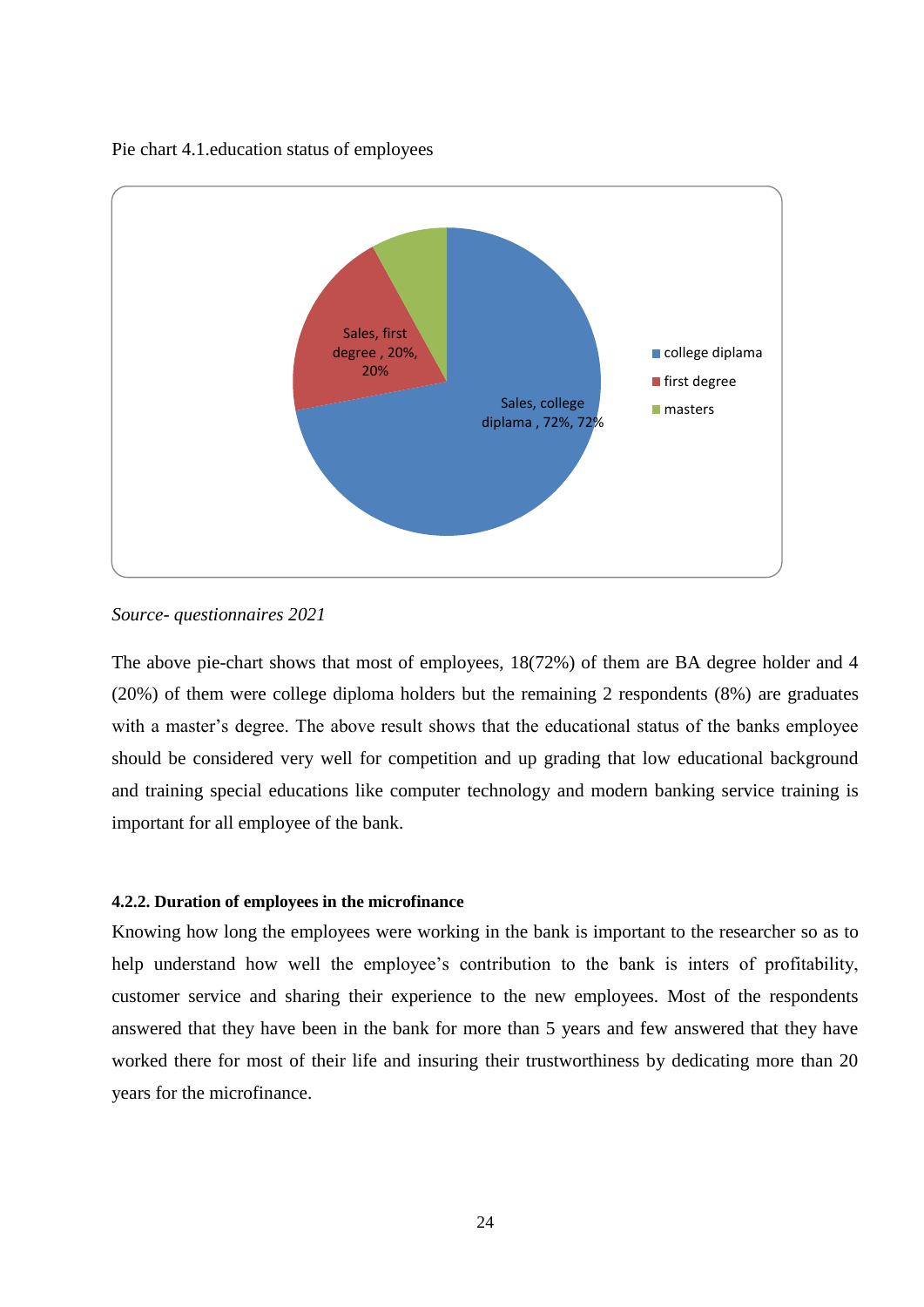Pie chart 4.1.education status of employees

*Source- questionnaires 2021*

The above pie-chart shows that most of employees, 18(72%) of them are BA degree holder and 4 (20%) of them were college diploma holders but the remaining 2 respondents (8%) are graduates with a master's degree. The above result shows that the educational status of the banks employee should be considered very well for competition and up grading that low educational background and training special educations like computer technology and modern banking service training is important for all employee of the bank.

#### 4.2.2. Duration of employees in the microfinance

Knowing how long the employees were working in the bank is important to the researcher so as to help understand how well the employee's contribution to the bank is inters of profitability, customer service and sharing their experience to the new employees. Most of the respondents answered that they have been in the bank for more than 5 years and few answered that they have worked there for most of their life and insuring their trustworthiness by dedicating more than 20 years for the microfinance.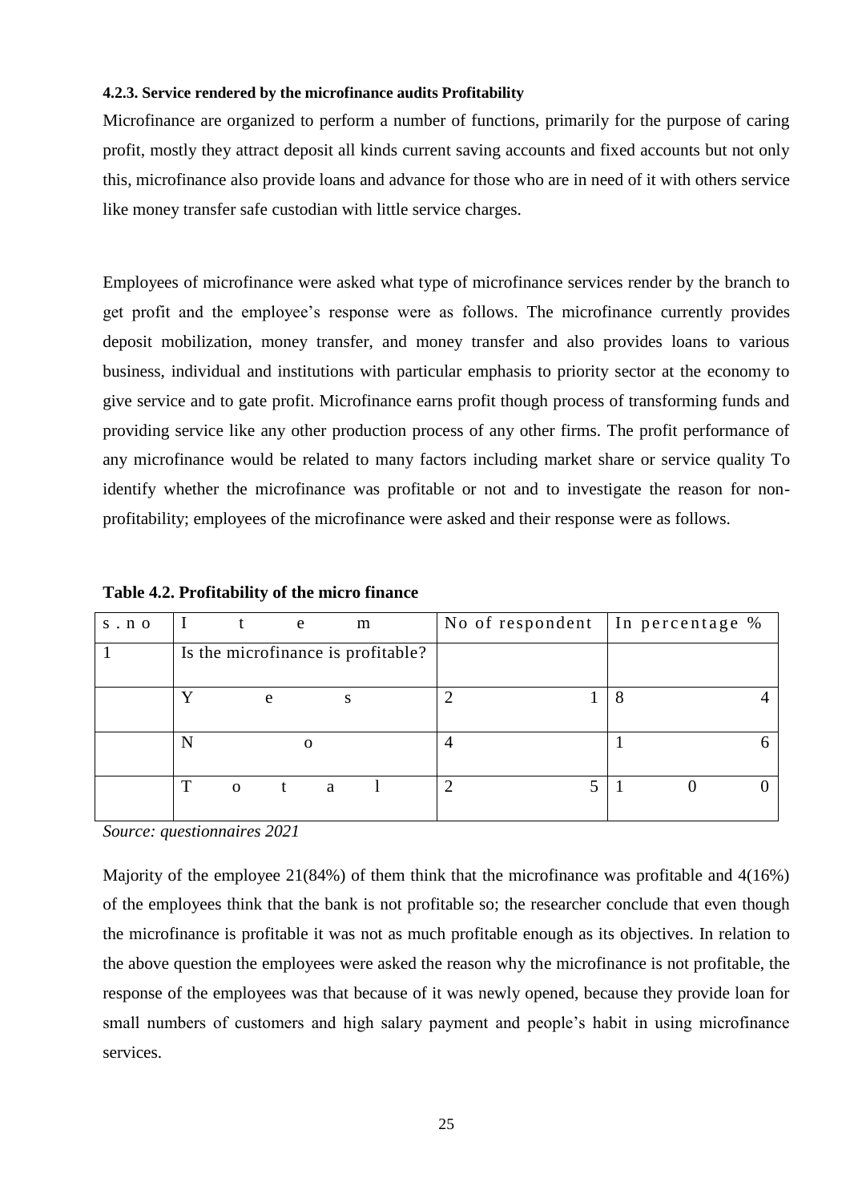#### 4.2.3. Service rendered by the microfinance audits Profitability

Microfinance are organized to perform a number of functions, primarily for the purpose of caring profit, mostly they attract deposit all kinds current saving accounts and fixed accounts but not only this, microfinance also provide loans and advance for those who are in need of it with others service like money transfer safe custodian with little service charges.

Employees of microfinance were asked what type of microfinance services render by the branch to get profit and the employee's response were as follows. The microfinance currently provides deposit mobilization, money transfer, and money transfer and also provides loans to various business, individual and institutions with particular emphasis to priority sector at the economy to give service and to gate profit. Microfinance earns profit though process of transforming funds and providing service like any other production process of any other firms. The profit performance of any microfinance would be related to many factors including market share or service quality To identify whether the microfinance was profitable or not and to investigate the reason for non-profitability; employees of the microfinance were asked and their response were as follows.

**Table 4.2. Profitability of the micro finance**

| s.no | Item | No of respondent | In percentage % |
|---|---|---|---|
| 1 | Is the microfinance is profitable? | | |
| | Yes | 21 | 84 |
| | No | 4 | 16 |
| | Total | 25 | 100 |

*Source: questionnaires 2021*

Majority of the employee 21(84%) of them think that the microfinance was profitable and 4(16%) of the employees think that the bank is not profitable so; the researcher conclude that even though the microfinance is profitable it was not as much profitable enough as its objectives. In relation to the above question the employees were asked the reason why the microfinance is not profitable, the response of the employees was that because of it was newly opened, because they provide loan for small numbers of customers and high salary payment and people's habit in using microfinance services.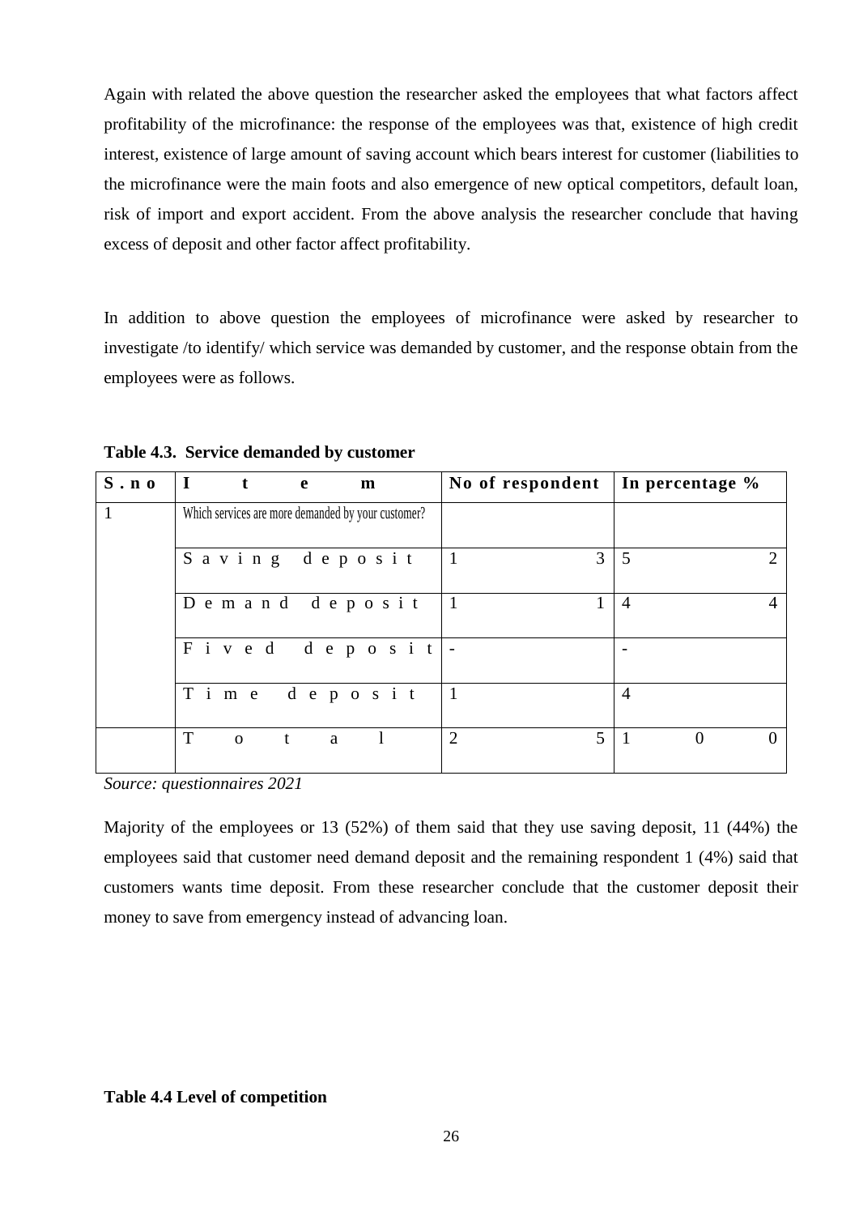Again with related the above question the researcher asked the employees that what factors affect profitability of the microfinance: the response of the employees was that, existence of high credit interest, existence of large amount of saving account which bears interest for customer (liabilities to the microfinance were the main foots and also emergence of new optical competitors, default loan, risk of import and export accident. From the above analysis the researcher conclude that having excess of deposit and other factor affect profitability.

In addition to above question the employees of microfinance were asked by researcher to investigate /to identify/ which service was demanded by customer, and the response obtain from the employees were as follows.

**Table 4.3. Service demanded by customer**

| S.no | Item | No of respondent | In percentage % |
|---|---|---|---|
| 1 | Which services are more demanded by your customer? | | |
| | Saving deposit | 13 | 52 |
| | Demand deposit | 11 | 44 |
| | Fived deposit | - | - |
| | Time deposit | 1 | 4 |
| | Total | 25 | 100 |

*Source: questionnaires 2021*

Majority of the employees or 13 (52%) of them said that they use saving deposit, 11 (44%) the employees said that customer need demand deposit and the remaining respondent 1 (4%) said that customers wants time deposit. From these researcher conclude that the customer deposit their money to save from emergency instead of advancing loan.

**Table 4.4 Level of competition**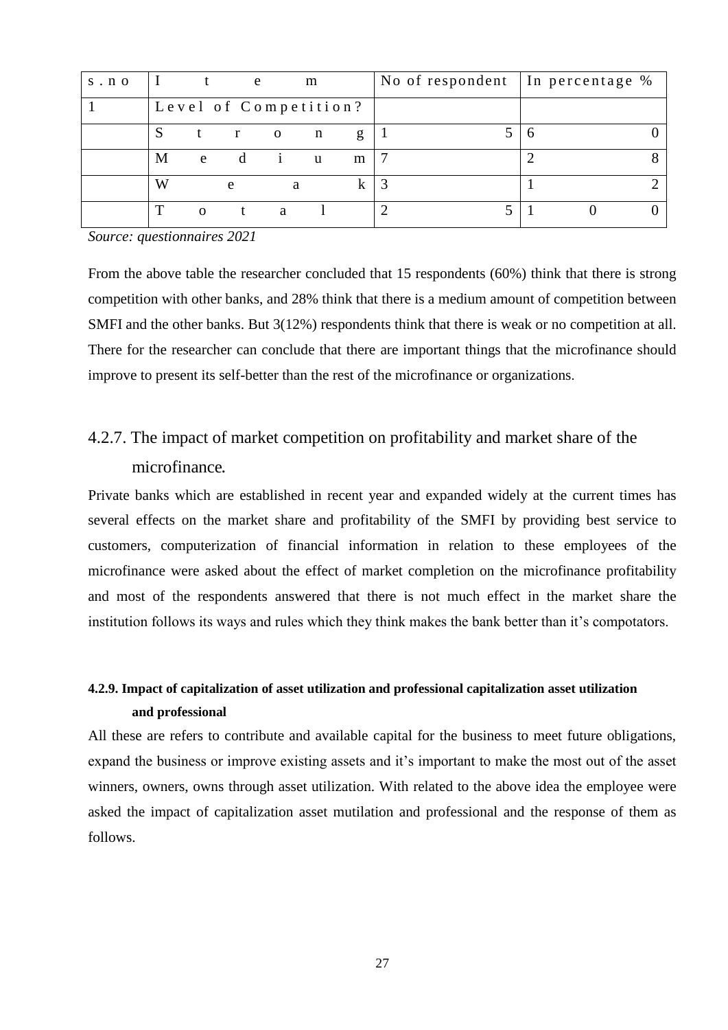| s.no | Item | No of respondent | In percentage % |
|---|---|---|---|
| 1 | Level of Competition? | | |
| | Strong | 15 | 60 |
| | Medium | 7 | 28 |
| | Weak | 3 | 12 |
| | Total | 25 | 100 |

*Source: questionnaires 2021*

From the above table the researcher concluded that 15 respondents (60%) think that there is strong competition with other banks, and 28% think that there is a medium amount of competition between SMFI and the other banks. But 3(12%) respondents think that there is weak or no competition at all. There for the researcher can conclude that there are important things that the microfinance should improve to present its self-better than the rest of the microfinance or organizations.

## 4.2.7. The impact of market competition on profitability and market share of the microfinance.

Private banks which are established in recent year and expanded widely at the current times has several effects on the market share and profitability of the SMFI by providing best service to customers, computerization of financial information in relation to these employees of the microfinance were asked about the effect of market completion on the microfinance profitability and most of the respondents answered that there is not much effect in the market share the institution follows its ways and rules which they think makes the bank better than it's compotators.

#### 4.2.9. Impact of capitalization of asset utilization and professional capitalization asset utilization and professional

All these are refers to contribute and available capital for the business to meet future obligations, expand the business or improve existing assets and it's important to make the most out of the asset winners, owners, owns through asset utilization. With related to the above idea the employee were asked the impact of capitalization asset mutilation and professional and the response of them as follows.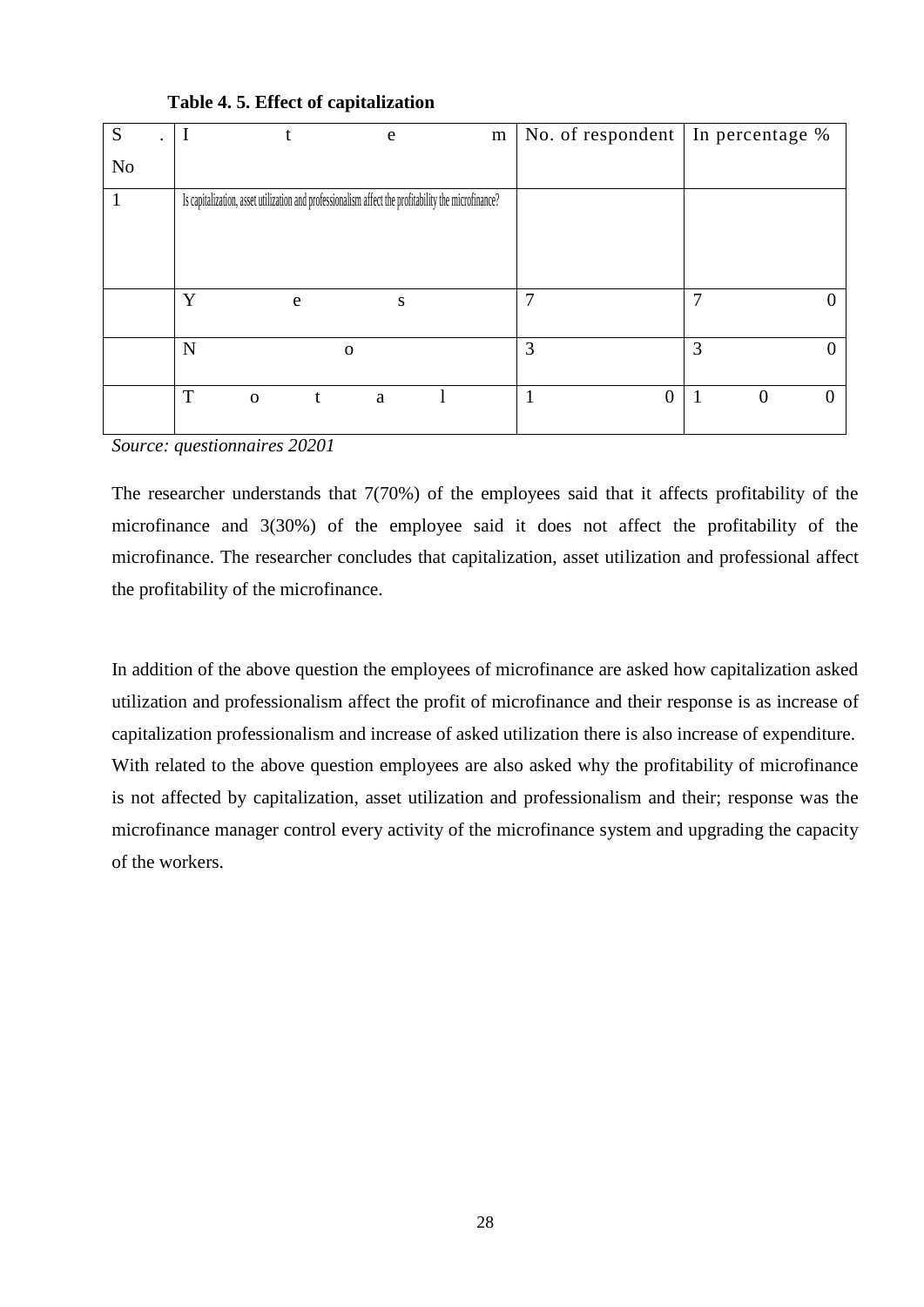**Table 4. 5. Effect of capitalization**

| S. No | Item | No. of respondent | In percentage % |
|---|---|---|---|
| 1 | Is capitalization, asset utilization and professionalism affect the profitability the microfinance? | | |
| | Yes | 7 | 70 |
| | No | 3 | 30 |
| | Total | 10 | 100 |

*Source: questionnaires 20201*

The researcher understands that 7(70%) of the employees said that it affects profitability of the microfinance and 3(30%) of the employee said it does not affect the profitability of the microfinance. The researcher concludes that capitalization, asset utilization and professional affect the profitability of the microfinance.

In addition of the above question the employees of microfinance are asked how capitalization asked utilization and professionalism affect the profit of microfinance and their response is as increase of capitalization professionalism and increase of asked utilization there is also increase of expenditure. With related to the above question employees are also asked why the profitability of microfinance is not affected by capitalization, asset utilization and professionalism and their; response was the microfinance manager control every activity of the microfinance system and upgrading the capacity of the workers.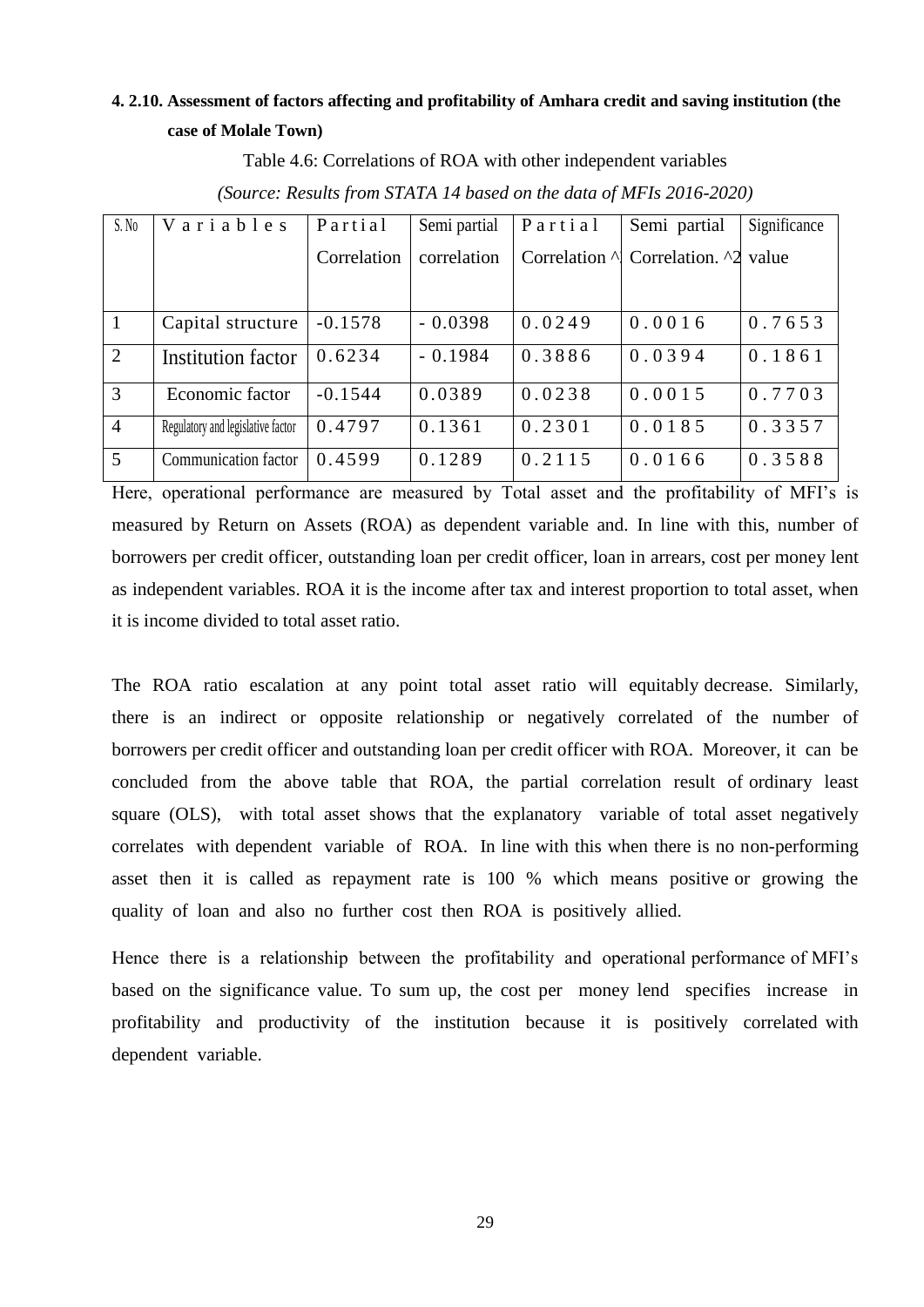#### 4. 2.10. Assessment of factors affecting and profitability of Amhara credit and saving institution (the case of Molale Town)

Table 4.6: Correlations of ROA with other independent variables

*(Source: Results from STATA 14 based on the data of MFIs 2016-2020)*

| S. No | Variables | Partial Correlation | Semi partial correlation | Partial Correlation ^ | Semi partial Correlation. ^2 | Significance value |
|---|---|---|---|---|---|---|
| 1 | Capital structure | -0.1578 | - 0.0398 | 0.0249 | 0.0016 | 0.7653 |
| 2 | Institution factor | 0.6234 | - 0.1984 | 0.3886 | 0.0394 | 0.1861 |
| 3 | Economic factor | -0.1544 | 0.0389 | 0.0238 | 0.0015 | 0.7703 |
| 4 | Regulatory and legislative factor | 0.4797 | 0.1361 | 0.2301 | 0.0185 | 0.3357 |
| 5 | Communication factor | 0.4599 | 0.1289 | 0.2115 | 0.0166 | 0.3588 |

Here, operational performance are measured by Total asset and the profitability of MFI's is measured by Return on Assets (ROA) as dependent variable and. In line with this, number of borrowers per credit officer, outstanding loan per credit officer, loan in arrears, cost per money lent as independent variables. ROA it is the income after tax and interest proportion to total asset, when it is income divided to total asset ratio.

The ROA ratio escalation at any point total asset ratio will equitably decrease. Similarly, there is an indirect or opposite relationship or negatively correlated of the number of borrowers per credit officer and outstanding loan per credit officer with ROA. Moreover, it can be concluded from the above table that ROA, the partial correlation result of ordinary least square (OLS), with total asset shows that the explanatory variable of total asset negatively correlates with dependent variable of ROA. In line with this when there is no non-performing asset then it is called as repayment rate is 100 % which means positive or growing the quality of loan and also no further cost then ROA is positively allied.

Hence there is a relationship between the profitability and operational performance of MFI's based on the significance value. To sum up, the cost per money lend specifies increase in profitability and productivity of the institution because it is positively correlated with dependent variable.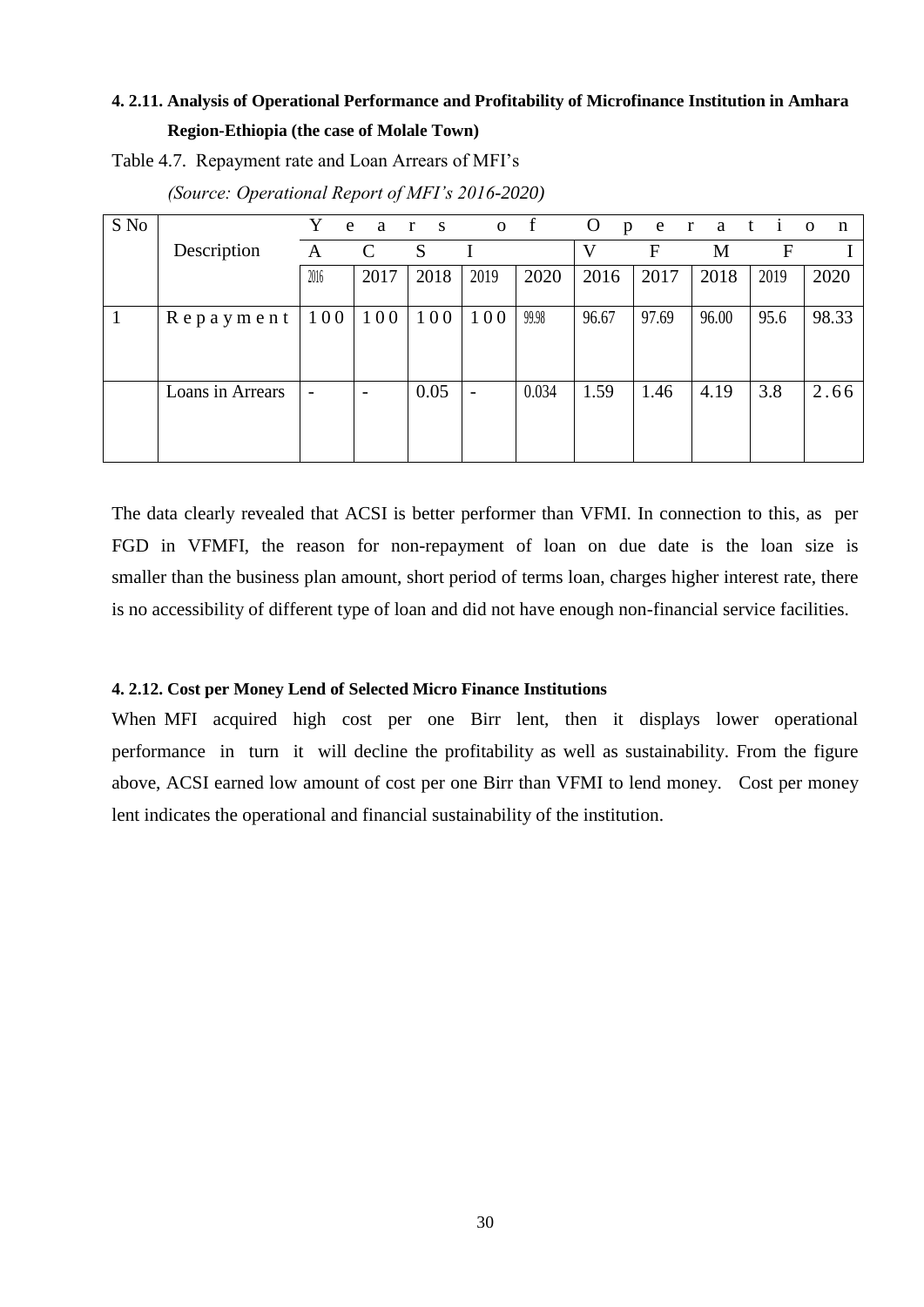### 4. 2.11. Analysis of Operational Performance and Profitability of Microfinance Institution in Amhara Region-Ethiopia (the case of Molale Town)

Table 4.7. Repayment rate and Loan Arrears of MFI's

*(Source: Operational Report of MFI's 2016-2020)*

| S No | Description | Years of Operation | | | | | | | | | |
|---|---|---|---|---|---|---|---|---|---|---|---|
| | | ACSI | | | | | VFMFI | | | | |
| | | 2016 | 2017 | 2018 | 2019 | 2020 | 2016 | 2017 | 2018 | 2019 | 2020 |
| 1 | Repayment | 100 | 100 | 100 | 100 | 99.98 | 96.67 | 97.69 | 96.00 | 95.6 | 98.33 |
| | Loans in Arrears | - | - | 0.05 | - | 0.034 | 1.59 | 1.46 | 4.19 | 3.8 | 2.66 |

The data clearly revealed that ACSI is better performer than VFMI. In connection to this, as per FGD in VFMFI, the reason for non-repayment of loan on due date is the loan size is smaller than the business plan amount, short period of terms loan, charges higher interest rate, there is no accessibility of different type of loan and did not have enough non-financial service facilities.

#### 4. 2.12. Cost per Money Lend of Selected Micro Finance Institutions

When MFI acquired high cost per one Birr lent, then it displays lower operational performance in turn it will decline the profitability as well as sustainability. From the figure above, ACSI earned low amount of cost per one Birr than VFMI to lend money. Cost per money lent indicates the operational and financial sustainability of the institution.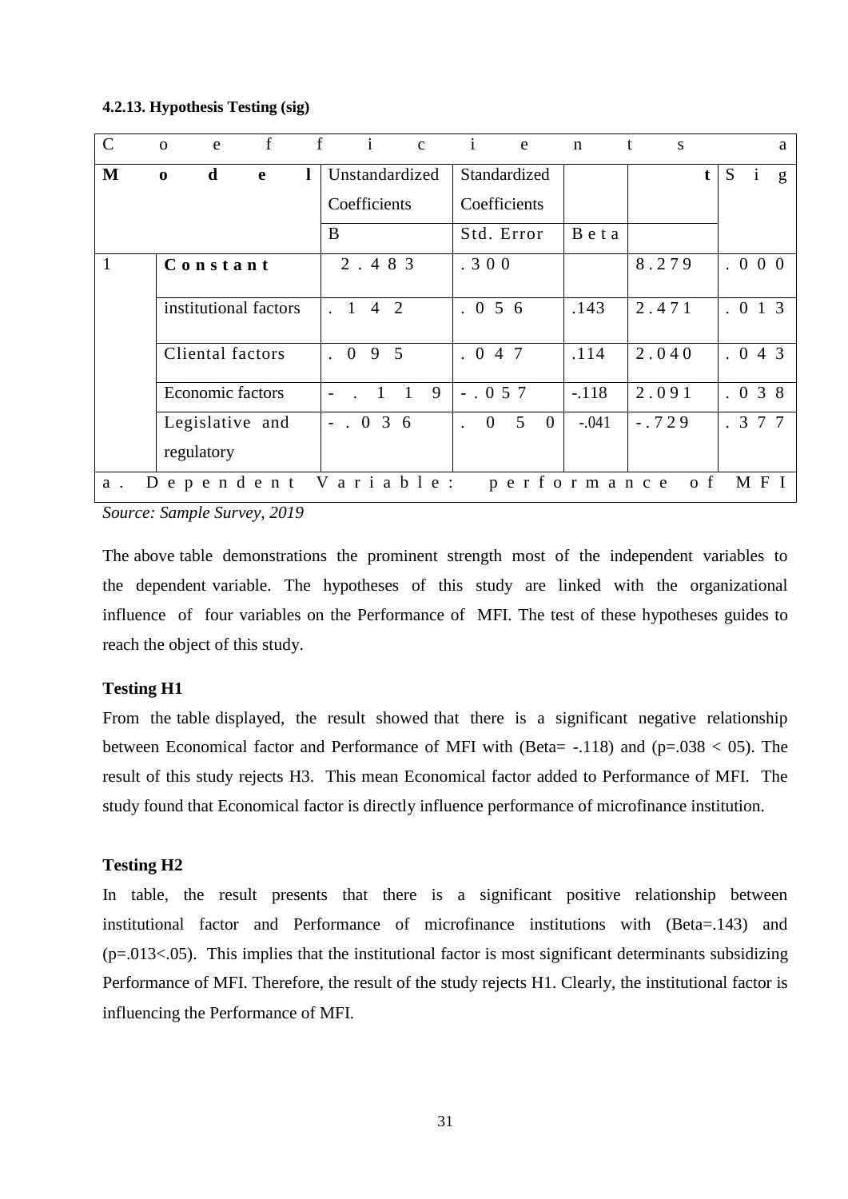#### 4.2.13. Hypothesis Testing (sig)

| Coefficients[a] | | | | | | |
|---|---|---|---|---|---|---|
| **Model** | | Unstandardized Coefficients | Standardized Coefficients | | **t** | Sig |
| | | B | Std. Error | Beta | | |
| 1 | **Constant** | 2.483 | .300 | | 8.279 | .000 |
| | institutional factors | .142 | .056 | .143 | 2.471 | .013 |
| | Cliental factors | .095 | .047 | .114 | 2.040 | .043 |
| | Economic factors | -.119 | -.057 | -.118 | 2.091 | .038 |
| | Legislative and regulatory | -.036 | .050 | -.041 | -.729 | .377 |
| a. Dependent Variable: performance of MFI | | | | | | |

*Source: Sample Survey, 2019*

The above table demonstrations the prominent strength most of the independent variables to the dependent variable. The hypotheses of this study are linked with the organizational influence of four variables on the Performance of MFI. The test of these hypotheses guides to reach the object of this study.

**Testing H1**

From the table displayed, the result showed that there is a significant negative relationship between Economical factor and Performance of MFI with (Beta= -.118) and (p=.038 < 05). The result of this study rejects H3. This mean Economical factor added to Performance of MFI. The study found that Economical factor is directly influence performance of microfinance institution.

**Testing H2**

In table, the result presents that there is a significant positive relationship between institutional factor and Performance of microfinance institutions with (Beta=.143) and (p=.013<.05). This implies that the institutional factor is most significant determinants subsidizing Performance of MFI. Therefore, the result of the study rejects H1. Clearly, the institutional factor is influencing the Performance of MFI.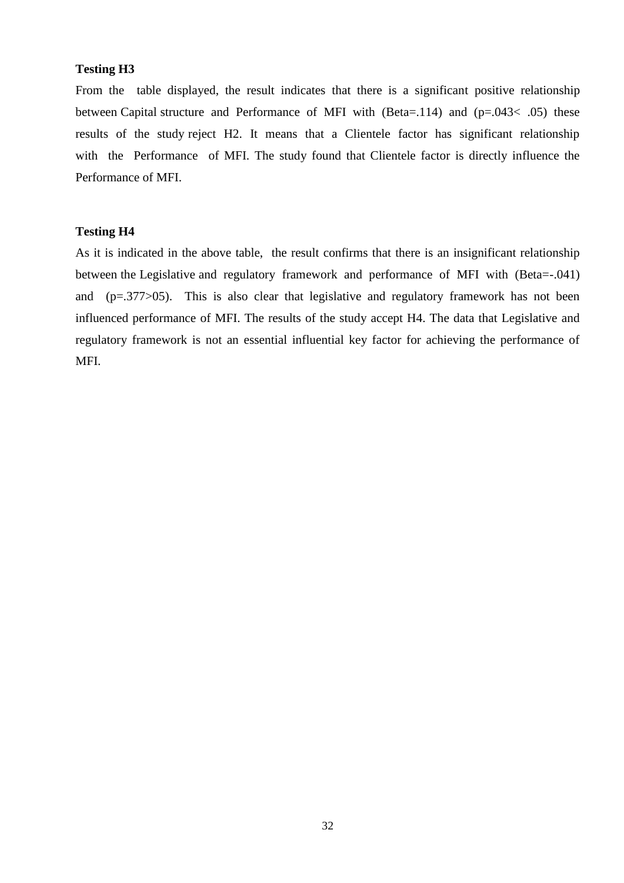**Testing H3**

From the table displayed, the result indicates that there is a significant positive relationship between Capital structure and Performance of MFI with (Beta=.114) and ($p=.043< .05$) these results of the study reject H2. It means that a Clientele factor has significant relationship with the Performance of MFI. The study found that Clientele factor is directly influence the Performance of MFI.

**Testing H4**

As it is indicated in the above table, the result confirms that there is an insignificant relationship between the Legislative and regulatory framework and performance of MFI with (Beta=-.041) and ($p=.377>05$). This is also clear that legislative and regulatory framework has not been influenced performance of MFI. The results of the study accept H4. The data that Legislative and regulatory framework is not an essential influential key factor for achieving the performance of MFI.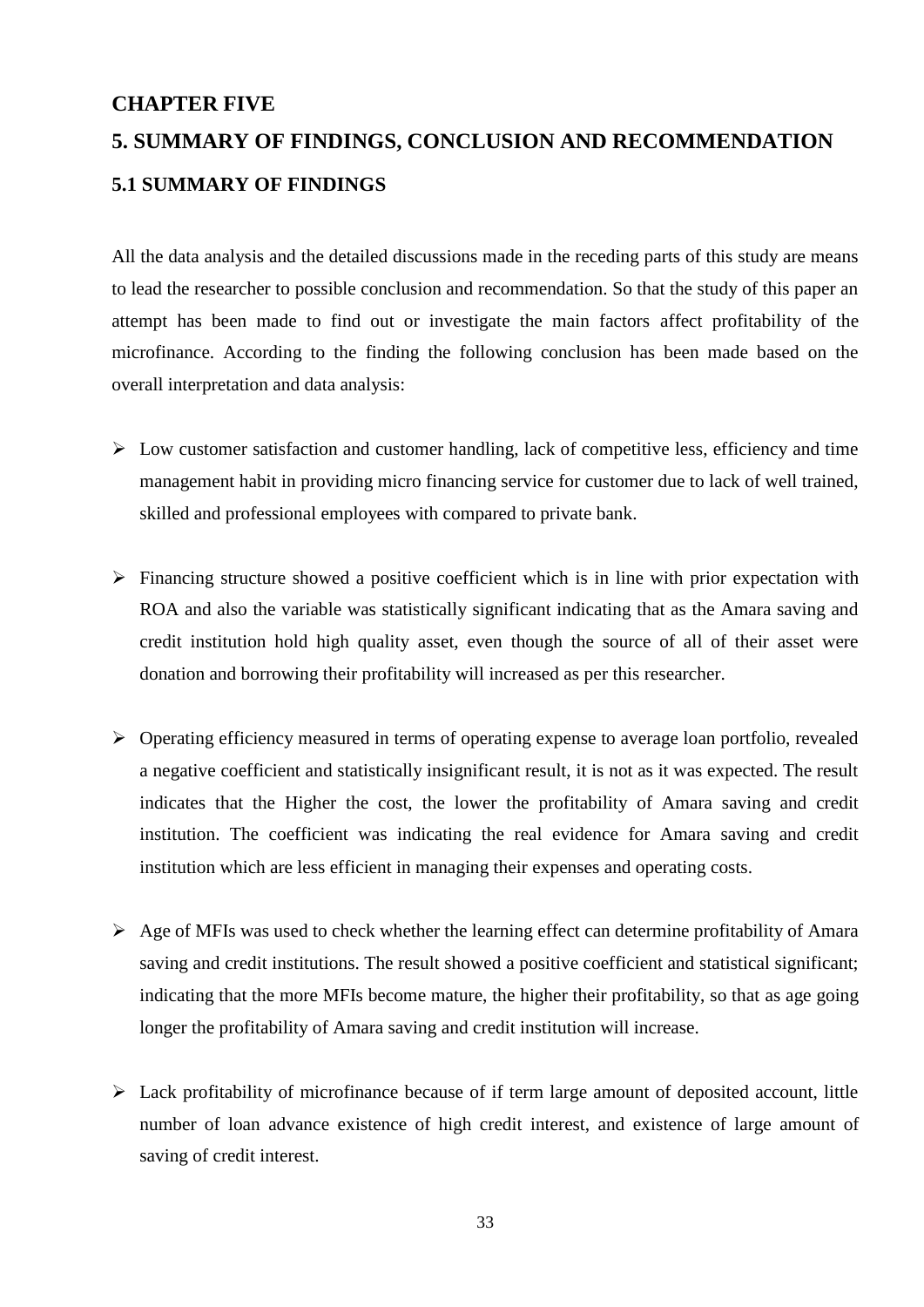## CHAPTER FIVE

## 5. SUMMARY OF FINDINGS, CONCLUSION AND RECOMMENDATION

### 5.1 SUMMARY OF FINDINGS

All the data analysis and the detailed discussions made in the receding parts of this study are means to lead the researcher to possible conclusion and recommendation. So that the study of this paper an attempt has been made to find out or investigate the main factors affect profitability of the microfinance. According to the finding the following conclusion has been made based on the overall interpretation and data analysis:

- Low customer satisfaction and customer handling, lack of competitive less, efficiency and time management habit in providing micro financing service for customer due to lack of well trained, skilled and professional employees with compared to private bank.
- Financing structure showed a positive coefficient which is in line with prior expectation with ROA and also the variable was statistically significant indicating that as the Amara saving and credit institution hold high quality asset, even though the source of all of their asset were donation and borrowing their profitability will increased as per this researcher.
- Operating efficiency measured in terms of operating expense to average loan portfolio, revealed a negative coefficient and statistically insignificant result, it is not as it was expected. The result indicates that the Higher the cost, the lower the profitability of Amara saving and credit institution. The coefficient was indicating the real evidence for Amara saving and credit institution which are less efficient in managing their expenses and operating costs.
- Age of MFIs was used to check whether the learning effect can determine profitability of Amara saving and credit institutions. The result showed a positive coefficient and statistical significant; indicating that the more MFIs become mature, the higher their profitability, so that as age going longer the profitability of Amara saving and credit institution will increase.
- Lack profitability of microfinance because of if term large amount of deposited account, little number of loan advance existence of high credit interest, and existence of large amount of saving of credit interest.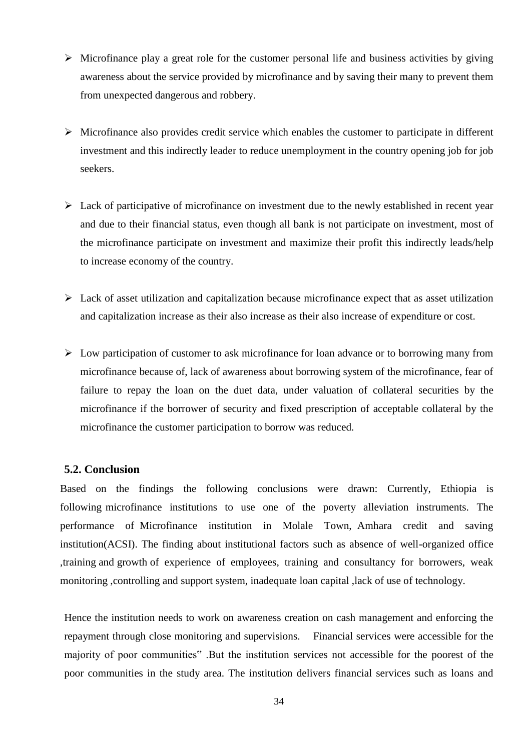- Microfinance play a great role for the customer personal life and business activities by giving awareness about the service provided by microfinance and by saving their many to prevent them from unexpected dangerous and robbery.

- Microfinance also provides credit service which enables the customer to participate in different investment and this indirectly leader to reduce unemployment in the country opening job for job seekers.

- Lack of participative of microfinance on investment due to the newly established in recent year and due to their financial status, even though all bank is not participate on investment, most of the microfinance participate on investment and maximize their profit this indirectly leads/help to increase economy of the country.

- Lack of asset utilization and capitalization because microfinance expect that as asset utilization and capitalization increase as their also increase as their also increase of expenditure or cost.

- Low participation of customer to ask microfinance for loan advance or to borrowing many from microfinance because of, lack of awareness about borrowing system of the microfinance, fear of failure to repay the loan on the duet data, under valuation of collateral securities by the microfinance if the borrower of security and fixed prescription of acceptable collateral by the microfinance the customer participation to borrow was reduced.

## 5.2. Conclusion

Based on the findings the following conclusions were drawn: Currently, Ethiopia is following microfinance institutions to use one of the poverty alleviation instruments. The performance of Microfinance institution in Molale Town, Amhara credit and saving institution(ACSI). The finding about institutional factors such as absence of well-organized office ,training and growth of experience of employees, training and consultancy for borrowers, weak monitoring ,controlling and support system, inadequate loan capital ,lack of use of technology.

Hence the institution needs to work on awareness creation on cash management and enforcing the repayment through close monitoring and supervisions. Financial services were accessible for the majority of poor communities" .But the institution services not accessible for the poorest of the poor communities in the study area. The institution delivers financial services such as loans and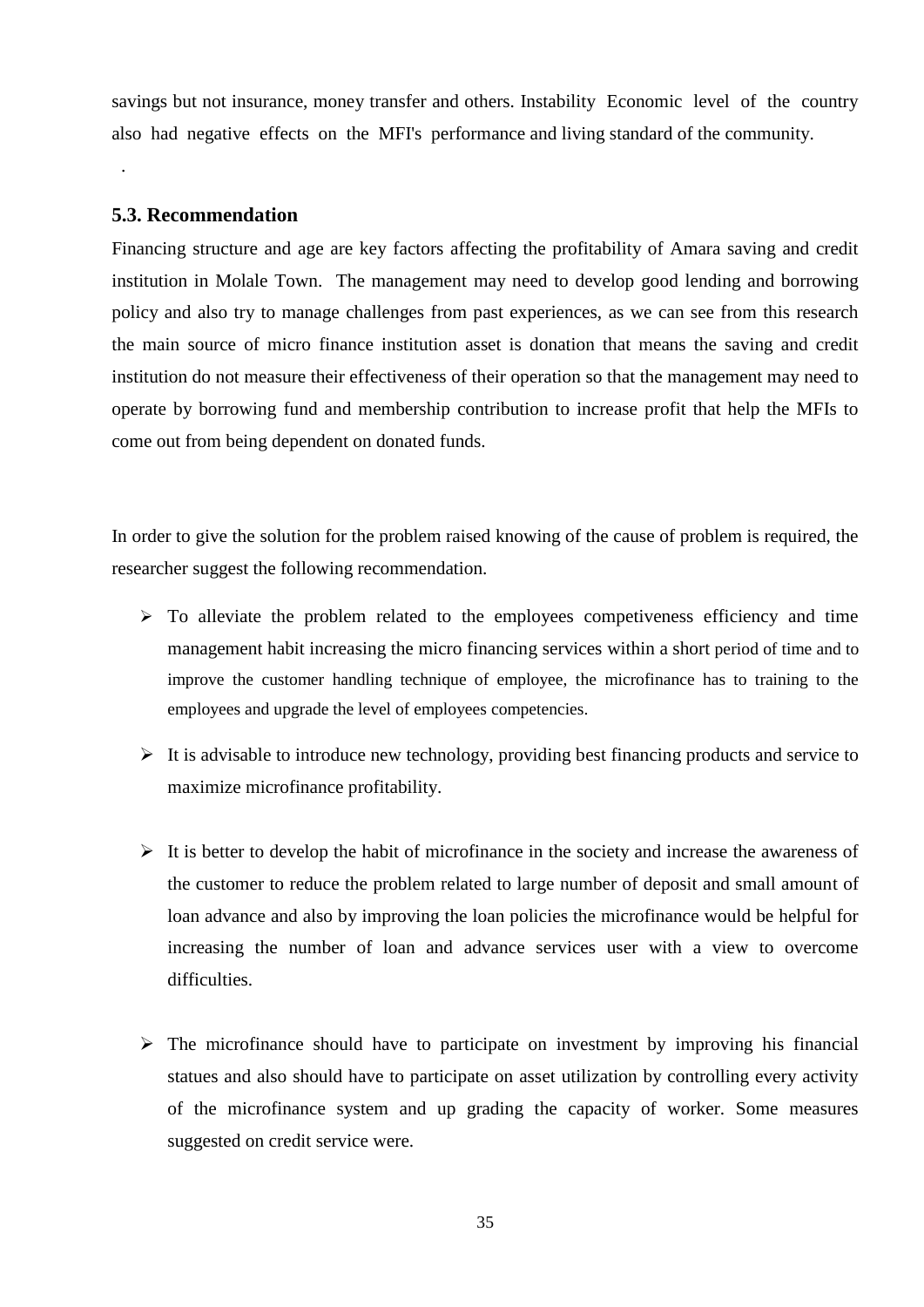savings but not insurance, money transfer and others. Instability Economic level of the country also had negative effects on the MFI's performance and living standard of the community.

.

### 5.3. Recommendation

Financing structure and age are key factors affecting the profitability of Amara saving and credit institution in Molale Town. The management may need to develop good lending and borrowing policy and also try to manage challenges from past experiences, as we can see from this research the main source of micro finance institution asset is donation that means the saving and credit institution do not measure their effectiveness of their operation so that the management may need to operate by borrowing fund and membership contribution to increase profit that help the MFIs to come out from being dependent on donated funds.

In order to give the solution for the problem raised knowing of the cause of problem is required, the researcher suggest the following recommendation.

- To alleviate the problem related to the employees competiveness efficiency and time management habit increasing the micro financing services within a short period of time and to improve the customer handling technique of employee, the microfinance has to training to the employees and upgrade the level of employees competencies.
- It is advisable to introduce new technology, providing best financing products and service to maximize microfinance profitability.
- It is better to develop the habit of microfinance in the society and increase the awareness of the customer to reduce the problem related to large number of deposit and small amount of loan advance and also by improving the loan policies the microfinance would be helpful for increasing the number of loan and advance services user with a view to overcome difficulties.
- The microfinance should have to participate on investment by improving his financial statues and also should have to participate on asset utilization by controlling every activity of the microfinance system and up grading the capacity of worker. Some measures suggested on credit service were.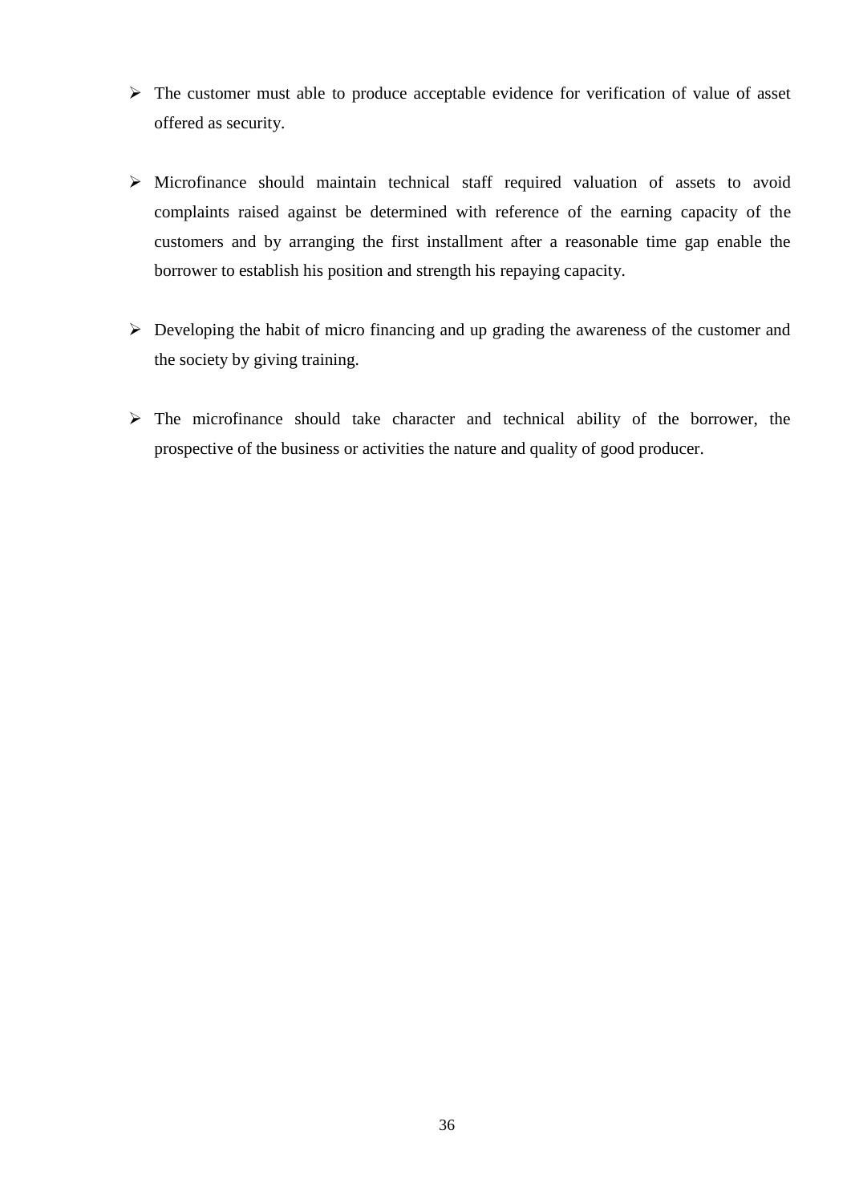- The customer must able to produce acceptable evidence for verification of value of asset offered as security.

- Microfinance should maintain technical staff required valuation of assets to avoid complaints raised against be determined with reference of the earning capacity of the customers and by arranging the first installment after a reasonable time gap enable the borrower to establish his position and strength his repaying capacity.

- Developing the habit of micro financing and up grading the awareness of the customer and the society by giving training.

- The microfinance should take character and technical ability of the borrower, the prospective of the business or activities the nature and quality of good producer.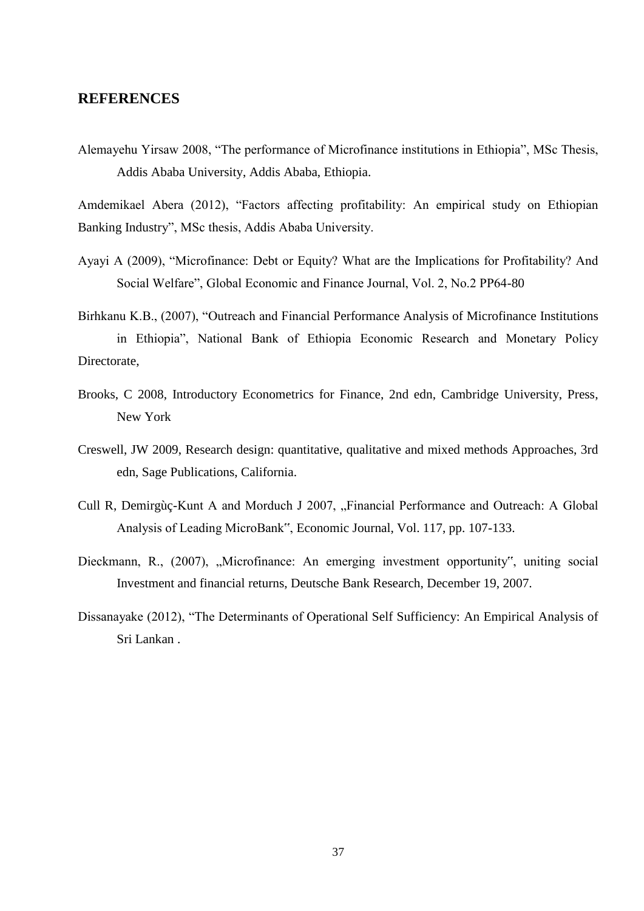## REFERENCES

Alemayehu Yirsaw 2008, "The performance of Microfinance institutions in Ethiopia", MSc Thesis, Addis Ababa University, Addis Ababa, Ethiopia.

Amdemikael Abera (2012), "Factors affecting profitability: An empirical study on Ethiopian Banking Industry", MSc thesis, Addis Ababa University.

Ayayi A (2009), "Microfinance: Debt or Equity? What are the Implications for Profitability? And Social Welfare", Global Economic and Finance Journal, Vol. 2, No.2 PP64-80

Birhkanu K.B., (2007), "Outreach and Financial Performance Analysis of Microfinance Institutions in Ethiopia", National Bank of Ethiopia Economic Research and Monetary Policy Directorate,

Brooks, C 2008, Introductory Econometrics for Finance, 2nd edn, Cambridge University, Press, New York

Creswell, JW 2009, Research design: quantitative, qualitative and mixed methods Approaches, 3rd edn, Sage Publications, California.

Cull R, Demirgùç-Kunt A and Morduch J 2007, „Financial Performance and Outreach: A Global Analysis of Leading MicroBank‟, Economic Journal, Vol. 117, pp. 107-133.

Dieckmann, R., (2007), „Microfinance: An emerging investment opportunity‟, uniting social Investment and financial returns, Deutsche Bank Research, December 19, 2007.

Dissanayake (2012), "The Determinants of Operational Self Sufficiency: An Empirical Analysis of Sri Lankan .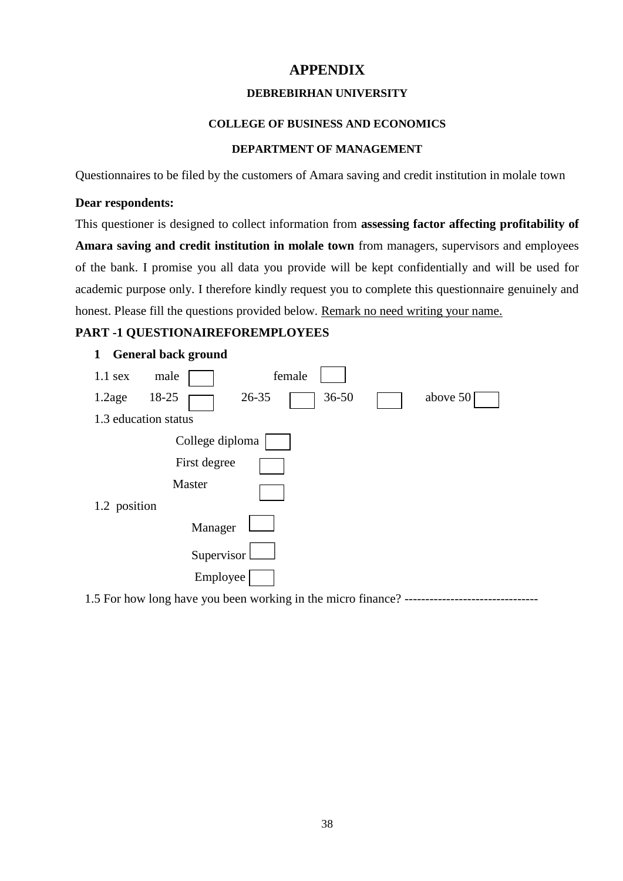# APPENDIX

**DEBREBIRHAN UNIVERSITY**

**COLLEGE OF BUSINESS AND ECONOMICS**

**DEPARTMENT OF MANAGEMENT**

Questionnaires to be filed by the customers of Amara saving and credit institution in molale town

**Dear respondents:**

This questioner is designed to collect information from **assessing factor affecting profitability of Amara saving and credit institution in molale town** from managers, supervisors and employees of the bank. I promise you all data you provide will be kept confidentially and will be used for academic purpose only. I therefore kindly request you to complete this questionnaire genuinely and honest. Please fill the questions provided below. <u>Remark no need writing your name.</u>

**PART -1 QUESTIONAIREFOREMPLOYEES**

**1 General back ground**

1.1 sex male ☐ female ☐

1.2age 18-25 ☐ 26-35 ☐ 36-50 ☐ above 50 ☐

1.3 education status

- College diploma ☐
- First degree ☐
- Master ☐

1.2 position

- Manager ☐
- Supervisor ☐
- Employee ☐

1.5 For how long have you been working in the micro finance? -------------------------------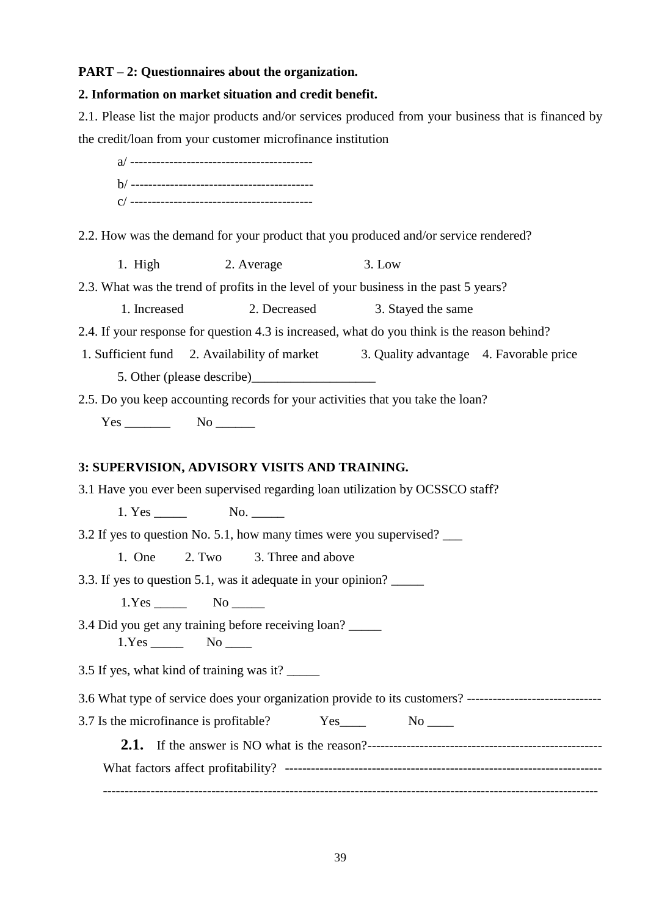**PART – 2: Questionnaires about the organization.**

**2. Information on market situation and credit benefit.**

2.1. Please list the major products and/or services produced from your business that is financed by the credit/loan from your customer microfinance institution

a/ -----------------------------------------

b/ -----------------------------------------

c/ -----------------------------------------

2.2. How was the demand for your product that you produced and/or service rendered?

1. High 2. Average 3. Low

2.3. What was the trend of profits in the level of your business in the past 5 years?

1. Increased 2. Decreased 3. Stayed the same

2.4. If your response for question 4.3 is increased, what do you think is the reason behind?

1. Sufficient fund 2. Availability of market 3. Quality advantage 4. Favorable price

5. Other (please describe)___________________

2.5. Do you keep accounting records for your activities that you take the loan?

Yes _______ No ______

**3: SUPERVISION, ADVISORY VISITS AND TRAINING.**

3.1 Have you ever been supervised regarding loan utilization by OCSSCO staff?

1. Yes _____ No. _____

3.2 If yes to question No. 5.1, how many times were you supervised? ___

1. One 2. Two 3. Three and above

3.3. If yes to question 5.1, was it adequate in your opinion? _____

1.Yes _____ No _____

3.4 Did you get any training before receiving loan? _____

1.Yes _____ No ____

3.5 If yes, what kind of training was it? _____

3.6 What type of service does your organization provide to its customers? -------------------------------

3.7 Is the microfinance is profitable? Yes____ No ____

**2.1.** If the answer is NO what is the reason?-----------------------------------------------------

What factors affect profitability? ----------------------------------------------------------------------

-------------------------------------------------------------------------------------------------------------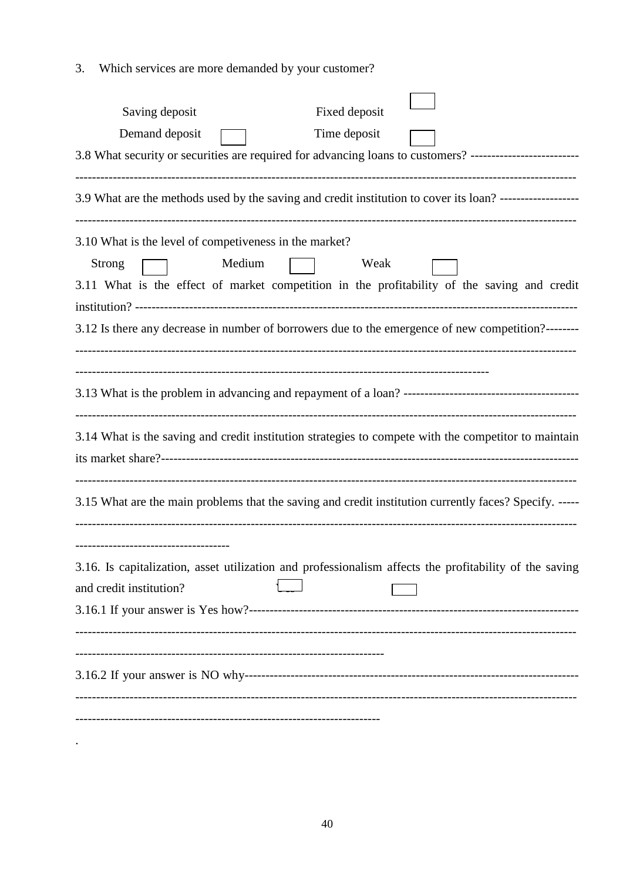3. Which services are more demanded by your customer?

Saving deposit Fixed deposit ☐

Demand deposit ☐ Time deposit ☐

3.8 What security or securities are required for advancing loans to customers? --------------------------

----------------------------------------------------------------------------------------------------------------------

3.9 What are the methods used by the saving and credit institution to cover its loan? -------------------

----------------------------------------------------------------------------------------------------------------------

3.10 What is the level of competiveness in the market?

Strong ☐ Medium ☐ Weak ☐

3.11 What is the effect of market competition in the profitability of the saving and credit institution? ----------------------------------------------------------------------------------------------------------

3.12 Is there any decrease in number of borrowers due to the emergence of new competition?--------

----------------------------------------------------------------------------------------------------------------------

-------------------------------------------------------------------------------------------------

3.13 What is the problem in advancing and repayment of a loan? ------------------------------------------

----------------------------------------------------------------------------------------------------------------------

3.14 What is the saving and credit institution strategies to compete with the competitor to maintain its market share?-------------------------------------------------------------------------------------------------

----------------------------------------------------------------------------------------------------------------------

3.15 What are the main problems that the saving and credit institution currently faces? Specify. -----

----------------------------------------------------------------------------------------------------------------------

------------------------------------

3.16. Is capitalization, asset utilization and professionalism affects the profitability of the saving and credit institution? ☐ ☐

3.16.1 If your answer is Yes how?------------------------------------------------------------------------------

----------------------------------------------------------------------------------------------------------------------

----------------------------------------------------------------------

3.16.2 If your answer is NO why-------------------------------------------------------------------------------

----------------------------------------------------------------------------------------------------------------------

---------------------------------------------------------------------

.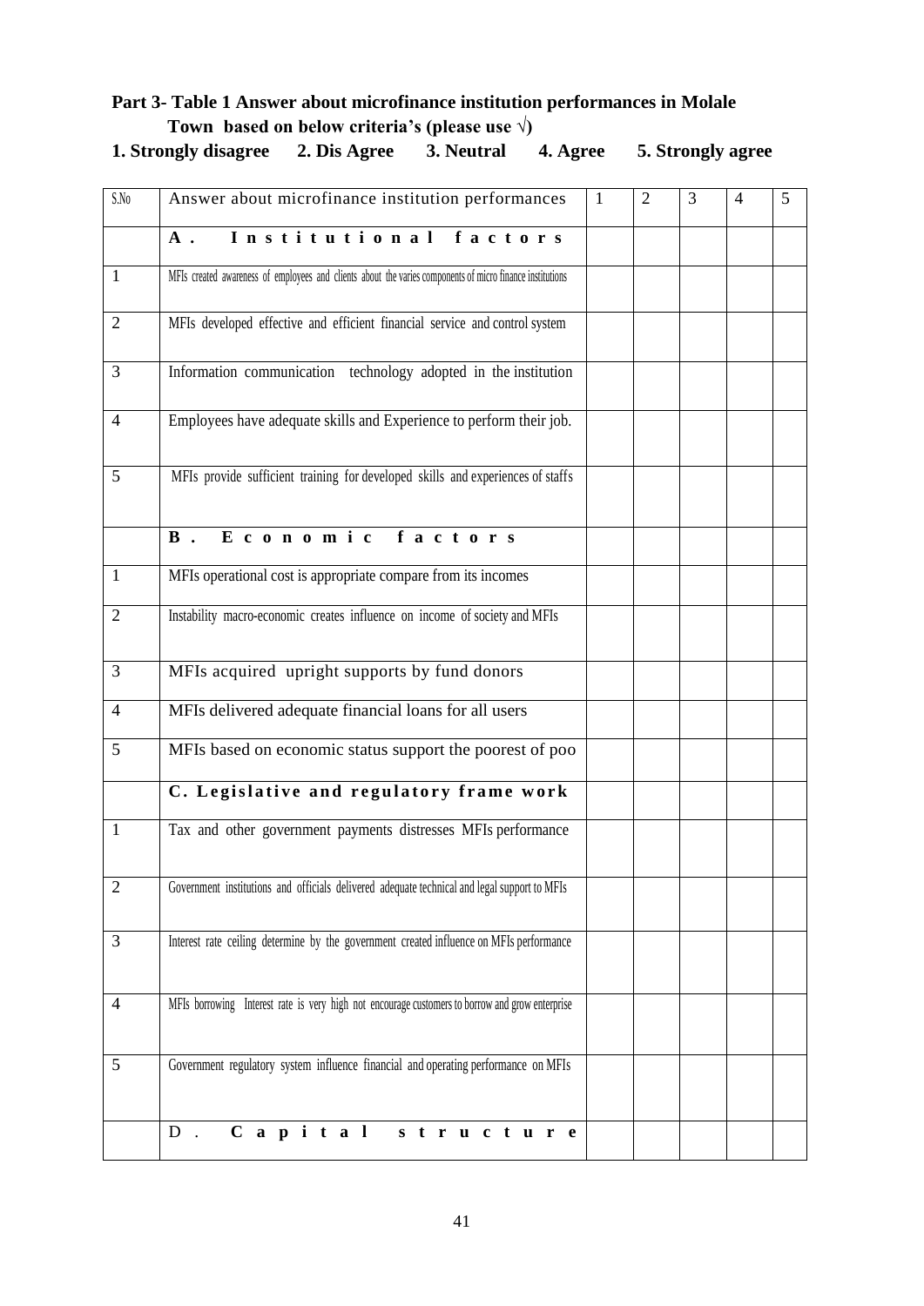**Part 3- Table 1 Answer about microfinance institution performances in Molale Town based on below criteria's (please use √)**

**1. Strongly disagree 2. Dis Agree 3. Neutral 4. Agree 5. Strongly agree**

| S.No | Answer about microfinance institution performances | 1 | 2 | 3 | 4 | 5 |
|---|---|---|---|---|---|---|
| | **A. Institutional factors** | | | | | |
| 1 | MFIs created awareness of employees and clients about the varies components of micro finance institutions | | | | | |
| 2 | MFIs developed effective and efficient financial service and control system | | | | | |
| 3 | Information communication technology adopted in the institution | | | | | |
| 4 | Employees have adequate skills and Experience to perform their job. | | | | | |
| 5 | MFIs provide sufficient training for developed skills and experiences of staffs | | | | | |
| | **B. Economic factors** | | | | | |
| 1 | MFIs operational cost is appropriate compare from its incomes | | | | | |
| 2 | Instability macro-economic creates influence on income of society and MFIs | | | | | |
| 3 | MFIs acquired upright supports by fund donors | | | | | |
| 4 | MFIs delivered adequate financial loans for all users | | | | | |
| 5 | MFIs based on economic status support the poorest of poo | | | | | |
| | **C. Legislative and regulatory frame work** | | | | | |
| 1 | Tax and other government payments distresses MFIs performance | | | | | |
| 2 | Government institutions and officials delivered adequate technical and legal support to MFIs | | | | | |
| 3 | Interest rate ceiling determine by the government created influence on MFIs performance | | | | | |
| 4 | MFIs borrowing Interest rate is very high not encourage customers to borrow and grow enterprise | | | | | |
| 5 | Government regulatory system influence financial and operating performance on MFIs | | | | | |
| | D. **Capital structure** | | | | | |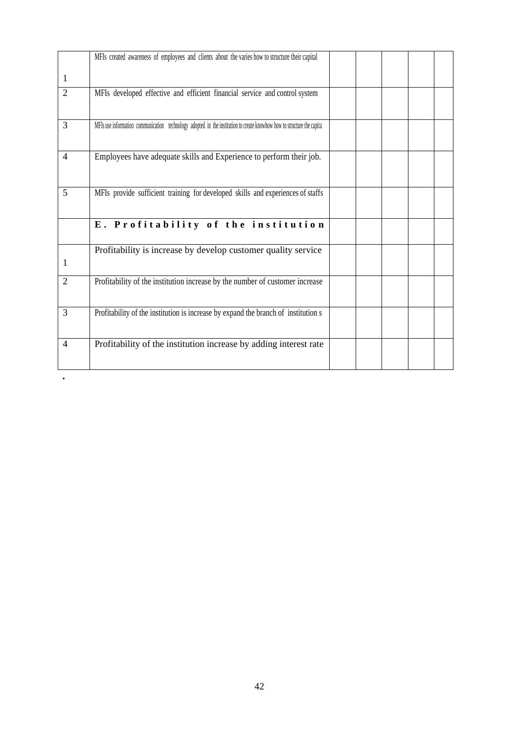| | | | | | | |
|---|---|---|---|---|---|---|
| 1 | MFIs created awareness of employees and clients about the varies how to structure their capital | | | | | |
| 2 | MFIs developed effective and efficient financial service and control system | | | | | |
| 3 | MFIs use information communication technology adopted in the institution to create knowhow how to structure the capita | | | | | |
| 4 | Employees have adequate skills and Experience to perform their job. | | | | | |
| 5 | MFIs provide sufficient training for developed skills and experiences of staffs | | | | | |
| | **E. Profitability of the institution** | | | | | |
| 1 | Profitability is increase by develop customer quality service | | | | | |
| 2 | Profitability of the institution increase by the number of customer increase | | | | | |
| 3 | Profitability of the institution is increase by expand the branch of institution s | | | | | |
| 4 | Profitability of the institution increase by adding interest rate | | | | | |

.